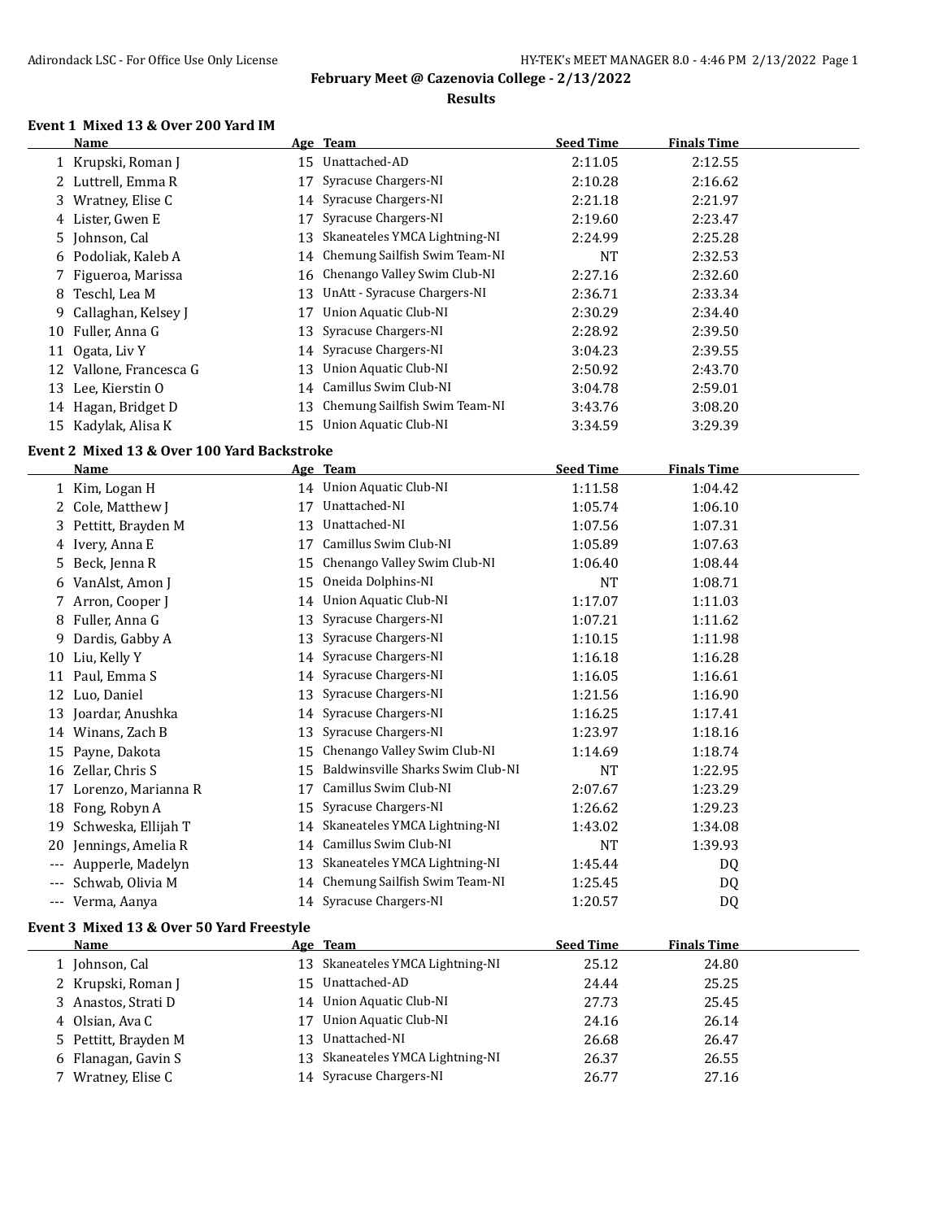# February Meet @ Cazenovia College - 2/13/2022

## Results

### Event 1 Mixed 13 & Over 200 Yard IM

| | Name | Age | Team | Seed Time | Finals Time |
|---|---|---|---|---|---|
| 1 | Krupski, Roman J | 15 | Unattached-AD | 2:11.05 | 2:12.55 |
| 2 | Luttrell, Emma R | 17 | Syracuse Chargers-NI | 2:10.28 | 2:16.62 |
| 3 | Wratney, Elise C | 14 | Syracuse Chargers-NI | 2:21.18 | 2:21.97 |
| 4 | Lister, Gwen E | 17 | Syracuse Chargers-NI | 2:19.60 | 2:23.47 |
| 5 | Johnson, Cal | 13 | Skaneateles YMCA Lightning-NI | 2:24.99 | 2:25.28 |
| 6 | Podoliak, Kaleb A | 14 | Chemung Sailfish Swim Team-NI | NT | 2:32.53 |
| 7 | Figueroa, Marissa | 16 | Chenango Valley Swim Club-NI | 2:27.16 | 2:32.60 |
| 8 | Teschl, Lea M | 13 | UnAtt - Syracuse Chargers-NI | 2:36.71 | 2:33.34 |
| 9 | Callaghan, Kelsey J | 17 | Union Aquatic Club-NI | 2:30.29 | 2:34.40 |
| 10 | Fuller, Anna G | 13 | Syracuse Chargers-NI | 2:28.92 | 2:39.50 |
| 11 | Ogata, Liv Y | 14 | Syracuse Chargers-NI | 3:04.23 | 2:39.55 |
| 12 | Vallone, Francesca G | 13 | Union Aquatic Club-NI | 2:50.92 | 2:43.70 |
| 13 | Lee, Kierstin O | 14 | Camillus Swim Club-NI | 3:04.78 | 2:59.01 |
| 14 | Hagan, Bridget D | 13 | Chemung Sailfish Swim Team-NI | 3:43.76 | 3:08.20 |
| 15 | Kadylak, Alisa K | 15 | Union Aquatic Club-NI | 3:34.59 | 3:29.39 |

### Event 2 Mixed 13 & Over 100 Yard Backstroke

| | Name | Age | Team | Seed Time | Finals Time |
|---|---|---|---|---|---|
| 1 | Kim, Logan H | 14 | Union Aquatic Club-NI | 1:11.58 | 1:04.42 |
| 2 | Cole, Matthew J | 17 | Unattached-NI | 1:05.74 | 1:06.10 |
| 3 | Pettitt, Brayden M | 13 | Unattached-NI | 1:07.56 | 1:07.31 |
| 4 | Ivery, Anna E | 17 | Camillus Swim Club-NI | 1:05.89 | 1:07.63 |
| 5 | Beck, Jenna R | 15 | Chenango Valley Swim Club-NI | 1:06.40 | 1:08.44 |
| 6 | VanAlst, Amon J | 15 | Oneida Dolphins-NI | NT | 1:08.71 |
| 7 | Arron, Cooper J | 14 | Union Aquatic Club-NI | 1:17.07 | 1:11.03 |
| 8 | Fuller, Anna G | 13 | Syracuse Chargers-NI | 1:07.21 | 1:11.62 |
| 9 | Dardis, Gabby A | 13 | Syracuse Chargers-NI | 1:10.15 | 1:11.98 |
| 10 | Liu, Kelly Y | 14 | Syracuse Chargers-NI | 1:16.18 | 1:16.28 |
| 11 | Paul, Emma S | 14 | Syracuse Chargers-NI | 1:16.05 | 1:16.61 |
| 12 | Luo, Daniel | 13 | Syracuse Chargers-NI | 1:21.56 | 1:16.90 |
| 13 | Joardar, Anushka | 14 | Syracuse Chargers-NI | 1:16.25 | 1:17.41 |
| 14 | Winans, Zach B | 13 | Syracuse Chargers-NI | 1:23.97 | 1:18.16 |
| 15 | Payne, Dakota | 15 | Chenango Valley Swim Club-NI | 1:14.69 | 1:18.74 |
| 16 | Zellar, Chris S | 15 | Baldwinsville Sharks Swim Club-NI | NT | 1:22.95 |
| 17 | Lorenzo, Marianna R | 17 | Camillus Swim Club-NI | 2:07.67 | 1:23.29 |
| 18 | Fong, Robyn A | 15 | Syracuse Chargers-NI | 1:26.62 | 1:29.23 |
| 19 | Schweska, Ellijah T | 14 | Skaneateles YMCA Lightning-NI | 1:43.02 | 1:34.08 |
| 20 | Jennings, Amelia R | 14 | Camillus Swim Club-NI | NT | 1:39.93 |
| --- | Aupperle, Madelyn | 13 | Skaneateles YMCA Lightning-NI | 1:45.44 | DQ |
| --- | Schwab, Olivia M | 14 | Chemung Sailfish Swim Team-NI | 1:25.45 | DQ |
| --- | Verma, Aanya | 14 | Syracuse Chargers-NI | 1:20.57 | DQ |

### Event 3 Mixed 13 & Over 50 Yard Freestyle

| | Name | Age | Team | Seed Time | Finals Time |
|---|---|---|---|---|---|
| 1 | Johnson, Cal | 13 | Skaneateles YMCA Lightning-NI | 25.12 | 24.80 |
| 2 | Krupski, Roman J | 15 | Unattached-AD | 24.44 | 25.25 |
| 3 | Anastos, Strati D | 14 | Union Aquatic Club-NI | 27.73 | 25.45 |
| 4 | Olsian, Ava C | 17 | Union Aquatic Club-NI | 24.16 | 26.14 |
| 5 | Pettitt, Brayden M | 13 | Unattached-NI | 26.68 | 26.47 |
| 6 | Flanagan, Gavin S | 13 | Skaneateles YMCA Lightning-NI | 26.37 | 26.55 |
| 7 | Wratney, Elise C | 14 | Syracuse Chargers-NI | 26.77 | 27.16 |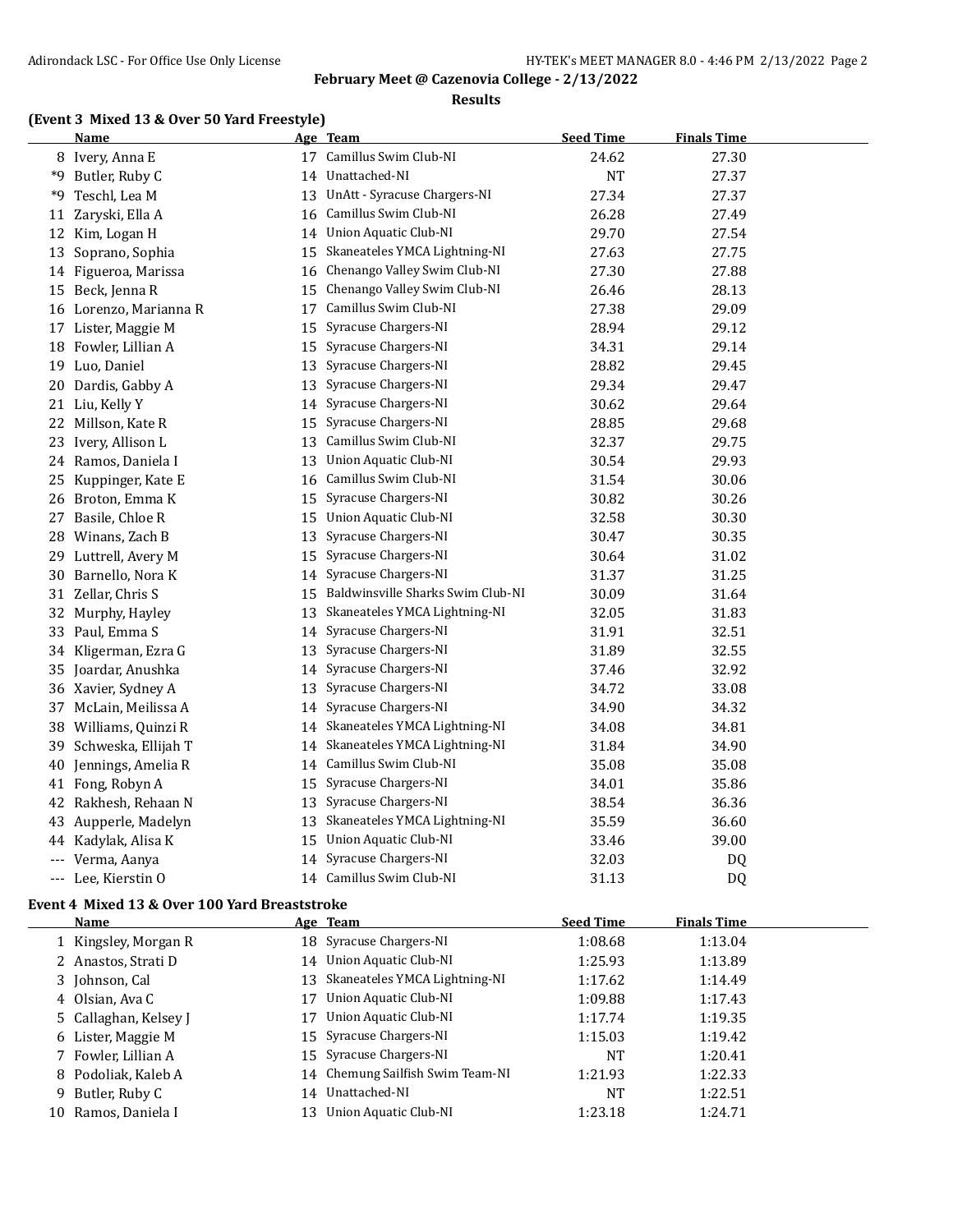February Meet @ Cazenovia College - 2/13/2022

Results

## (Event 3 Mixed 13 & Over 50 Yard Freestyle)

| | Name | Age | Team | Seed Time | Finals Time |
|---|---|---|---|---|---|
| 8 | Ivery, Anna E | 17 | Camillus Swim Club-NI | 24.62 | 27.30 |
| *9 | Butler, Ruby C | 14 | Unattached-NI | NT | 27.37 |
| *9 | Teschl, Lea M | 13 | UnAtt - Syracuse Chargers-NI | 27.34 | 27.37 |
| 11 | Zaryski, Ella A | 16 | Camillus Swim Club-NI | 26.28 | 27.49 |
| 12 | Kim, Logan H | 14 | Union Aquatic Club-NI | 29.70 | 27.54 |
| 13 | Soprano, Sophia | 15 | Skaneateles YMCA Lightning-NI | 27.63 | 27.75 |
| 14 | Figueroa, Marissa | 16 | Chenango Valley Swim Club-NI | 27.30 | 27.88 |
| 15 | Beck, Jenna R | 15 | Chenango Valley Swim Club-NI | 26.46 | 28.13 |
| 16 | Lorenzo, Marianna R | 17 | Camillus Swim Club-NI | 27.38 | 29.09 |
| 17 | Lister, Maggie M | 15 | Syracuse Chargers-NI | 28.94 | 29.12 |
| 18 | Fowler, Lillian A | 15 | Syracuse Chargers-NI | 34.31 | 29.14 |
| 19 | Luo, Daniel | 13 | Syracuse Chargers-NI | 28.82 | 29.45 |
| 20 | Dardis, Gabby A | 13 | Syracuse Chargers-NI | 29.34 | 29.47 |
| 21 | Liu, Kelly Y | 14 | Syracuse Chargers-NI | 30.62 | 29.64 |
| 22 | Millson, Kate R | 15 | Syracuse Chargers-NI | 28.85 | 29.68 |
| 23 | Ivery, Allison L | 13 | Camillus Swim Club-NI | 32.37 | 29.75 |
| 24 | Ramos, Daniela I | 13 | Union Aquatic Club-NI | 30.54 | 29.93 |
| 25 | Kuppinger, Kate E | 16 | Camillus Swim Club-NI | 31.54 | 30.06 |
| 26 | Broton, Emma K | 15 | Syracuse Chargers-NI | 30.82 | 30.26 |
| 27 | Basile, Chloe R | 15 | Union Aquatic Club-NI | 32.58 | 30.30 |
| 28 | Winans, Zach B | 13 | Syracuse Chargers-NI | 30.47 | 30.35 |
| 29 | Luttrell, Avery M | 15 | Syracuse Chargers-NI | 30.64 | 31.02 |
| 30 | Barnello, Nora K | 14 | Syracuse Chargers-NI | 31.37 | 31.25 |
| 31 | Zellar, Chris S | 15 | Baldwinsville Sharks Swim Club-NI | 30.09 | 31.64 |
| 32 | Murphy, Hayley | 13 | Skaneateles YMCA Lightning-NI | 32.05 | 31.83 |
| 33 | Paul, Emma S | 14 | Syracuse Chargers-NI | 31.91 | 32.51 |
| 34 | Kligerman, Ezra G | 13 | Syracuse Chargers-NI | 31.89 | 32.55 |
| 35 | Joardar, Anushka | 14 | Syracuse Chargers-NI | 37.46 | 32.92 |
| 36 | Xavier, Sydney A | 13 | Syracuse Chargers-NI | 34.72 | 33.08 |
| 37 | McLain, Meilissa A | 14 | Syracuse Chargers-NI | 34.90 | 34.32 |
| 38 | Williams, Quinzi R | 14 | Skaneateles YMCA Lightning-NI | 34.08 | 34.81 |
| 39 | Schweska, Ellijah T | 14 | Skaneateles YMCA Lightning-NI | 31.84 | 34.90 |
| 40 | Jennings, Amelia R | 14 | Camillus Swim Club-NI | 35.08 | 35.08 |
| 41 | Fong, Robyn A | 15 | Syracuse Chargers-NI | 34.01 | 35.86 |
| 42 | Rakhesh, Rehaan N | 13 | Syracuse Chargers-NI | 38.54 | 36.36 |
| 43 | Aupperle, Madelyn | 13 | Skaneateles YMCA Lightning-NI | 35.59 | 36.60 |
| 44 | Kadylak, Alisa K | 15 | Union Aquatic Club-NI | 33.46 | 39.00 |
| --- | Verma, Aanya | 14 | Syracuse Chargers-NI | 32.03 | DQ |
| --- | Lee, Kierstin O | 14 | Camillus Swim Club-NI | 31.13 | DQ |

## Event 4 Mixed 13 & Over 100 Yard Breaststroke

| | Name | Age | Team | Seed Time | Finals Time |
|---|---|---|---|---|---|
| 1 | Kingsley, Morgan R | 18 | Syracuse Chargers-NI | 1:08.68 | 1:13.04 |
| 2 | Anastos, Strati D | 14 | Union Aquatic Club-NI | 1:25.93 | 1:13.89 |
| 3 | Johnson, Cal | 13 | Skaneateles YMCA Lightning-NI | 1:17.62 | 1:14.49 |
| 4 | Olsian, Ava C | 17 | Union Aquatic Club-NI | 1:09.88 | 1:17.43 |
| 5 | Callaghan, Kelsey J | 17 | Union Aquatic Club-NI | 1:17.74 | 1:19.35 |
| 6 | Lister, Maggie M | 15 | Syracuse Chargers-NI | 1:15.03 | 1:19.42 |
| 7 | Fowler, Lillian A | 15 | Syracuse Chargers-NI | NT | 1:20.41 |
| 8 | Podoliak, Kaleb A | 14 | Chemung Sailfish Swim Team-NI | 1:21.93 | 1:22.33 |
| 9 | Butler, Ruby C | 14 | Unattached-NI | NT | 1:22.51 |
| 10 | Ramos, Daniela I | 13 | Union Aquatic Club-NI | 1:23.18 | 1:24.71 |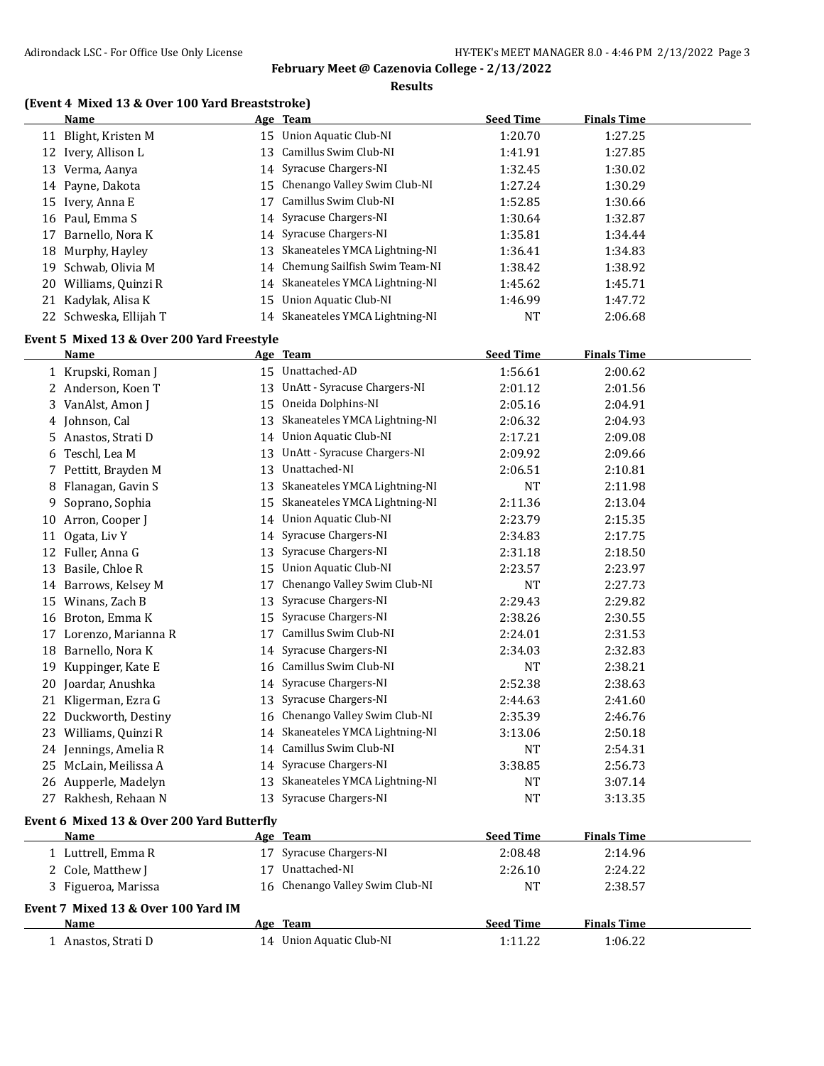February Meet @ Cazenovia College - 2/13/2022

Results

### (Event 4 Mixed 13 & Over 100 Yard Breaststroke)

| | Name | Age | Team | Seed Time | Finals Time |
|---|---|---|---|---|---|
| 11 | Blight, Kristen M | 15 | Union Aquatic Club-NI | 1:20.70 | 1:27.25 |
| 12 | Ivery, Allison L | 13 | Camillus Swim Club-NI | 1:41.91 | 1:27.85 |
| 13 | Verma, Aanya | 14 | Syracuse Chargers-NI | 1:32.45 | 1:30.02 |
| 14 | Payne, Dakota | 15 | Chenango Valley Swim Club-NI | 1:27.24 | 1:30.29 |
| 15 | Ivery, Anna E | 17 | Camillus Swim Club-NI | 1:52.85 | 1:30.66 |
| 16 | Paul, Emma S | 14 | Syracuse Chargers-NI | 1:30.64 | 1:32.87 |
| 17 | Barnello, Nora K | 14 | Syracuse Chargers-NI | 1:35.81 | 1:34.44 |
| 18 | Murphy, Hayley | 13 | Skaneateles YMCA Lightning-NI | 1:36.41 | 1:34.83 |
| 19 | Schwab, Olivia M | 14 | Chemung Sailfish Swim Team-NI | 1:38.42 | 1:38.92 |
| 20 | Williams, Quinzi R | 14 | Skaneateles YMCA Lightning-NI | 1:45.62 | 1:45.71 |
| 21 | Kadylak, Alisa K | 15 | Union Aquatic Club-NI | 1:46.99 | 1:47.72 |
| 22 | Schweska, Ellijah T | 14 | Skaneateles YMCA Lightning-NI | NT | 2:06.68 |

### Event 5 Mixed 13 & Over 200 Yard Freestyle

| | Name | Age | Team | Seed Time | Finals Time |
|---|---|---|---|---|---|
| 1 | Krupski, Roman J | 15 | Unattached-AD | 1:56.61 | 2:00.62 |
| 2 | Anderson, Koen T | 13 | UnAtt - Syracuse Chargers-NI | 2:01.12 | 2:01.56 |
| 3 | VanAlst, Amon J | 15 | Oneida Dolphins-NI | 2:05.16 | 2:04.91 |
| 4 | Johnson, Cal | 13 | Skaneateles YMCA Lightning-NI | 2:06.32 | 2:04.93 |
| 5 | Anastos, Strati D | 14 | Union Aquatic Club-NI | 2:17.21 | 2:09.08 |
| 6 | Teschl, Lea M | 13 | UnAtt - Syracuse Chargers-NI | 2:09.92 | 2:09.66 |
| 7 | Pettitt, Brayden M | 13 | Unattached-NI | 2:06.51 | 2:10.81 |
| 8 | Flanagan, Gavin S | 13 | Skaneateles YMCA Lightning-NI | NT | 2:11.98 |
| 9 | Soprano, Sophia | 15 | Skaneateles YMCA Lightning-NI | 2:11.36 | 2:13.04 |
| 10 | Arron, Cooper J | 14 | Union Aquatic Club-NI | 2:23.79 | 2:15.35 |
| 11 | Ogata, Liv Y | 14 | Syracuse Chargers-NI | 2:34.83 | 2:17.75 |
| 12 | Fuller, Anna G | 13 | Syracuse Chargers-NI | 2:31.18 | 2:18.50 |
| 13 | Basile, Chloe R | 15 | Union Aquatic Club-NI | 2:23.57 | 2:23.97 |
| 14 | Barrows, Kelsey M | 17 | Chenango Valley Swim Club-NI | NT | 2:27.73 |
| 15 | Winans, Zach B | 13 | Syracuse Chargers-NI | 2:29.43 | 2:29.82 |
| 16 | Broton, Emma K | 15 | Syracuse Chargers-NI | 2:38.26 | 2:30.55 |
| 17 | Lorenzo, Marianna R | 17 | Camillus Swim Club-NI | 2:24.01 | 2:31.53 |
| 18 | Barnello, Nora K | 14 | Syracuse Chargers-NI | 2:34.03 | 2:32.83 |
| 19 | Kuppinger, Kate E | 16 | Camillus Swim Club-NI | NT | 2:38.21 |
| 20 | Joardar, Anushka | 14 | Syracuse Chargers-NI | 2:52.38 | 2:38.63 |
| 21 | Kligerman, Ezra G | 13 | Syracuse Chargers-NI | 2:44.63 | 2:41.60 |
| 22 | Duckworth, Destiny | 16 | Chenango Valley Swim Club-NI | 2:35.39 | 2:46.76 |
| 23 | Williams, Quinzi R | 14 | Skaneateles YMCA Lightning-NI | 3:13.06 | 2:50.18 |
| 24 | Jennings, Amelia R | 14 | Camillus Swim Club-NI | NT | 2:54.31 |
| 25 | McLain, Meilissa A | 14 | Syracuse Chargers-NI | 3:38.85 | 2:56.73 |
| 26 | Aupperle, Madelyn | 13 | Skaneateles YMCA Lightning-NI | NT | 3:07.14 |
| 27 | Rakhesh, Rehaan N | 13 | Syracuse Chargers-NI | NT | 3:13.35 |

### Event 6 Mixed 13 & Over 200 Yard Butterfly

| | Name | Age | Team | Seed Time | Finals Time |
|---|---|---|---|---|---|
| 1 | Luttrell, Emma R | 17 | Syracuse Chargers-NI | 2:08.48 | 2:14.96 |
| 2 | Cole, Matthew J | 17 | Unattached-NI | 2:26.10 | 2:24.22 |
| 3 | Figueroa, Marissa | 16 | Chenango Valley Swim Club-NI | NT | 2:38.57 |

### Event 7 Mixed 13 & Over 100 Yard IM

| | Name | Age | Team | Seed Time | Finals Time |
|---|---|---|---|---|---|
| 1 | Anastos, Strati D | 14 | Union Aquatic Club-NI | 1:11.22 | 1:06.22 |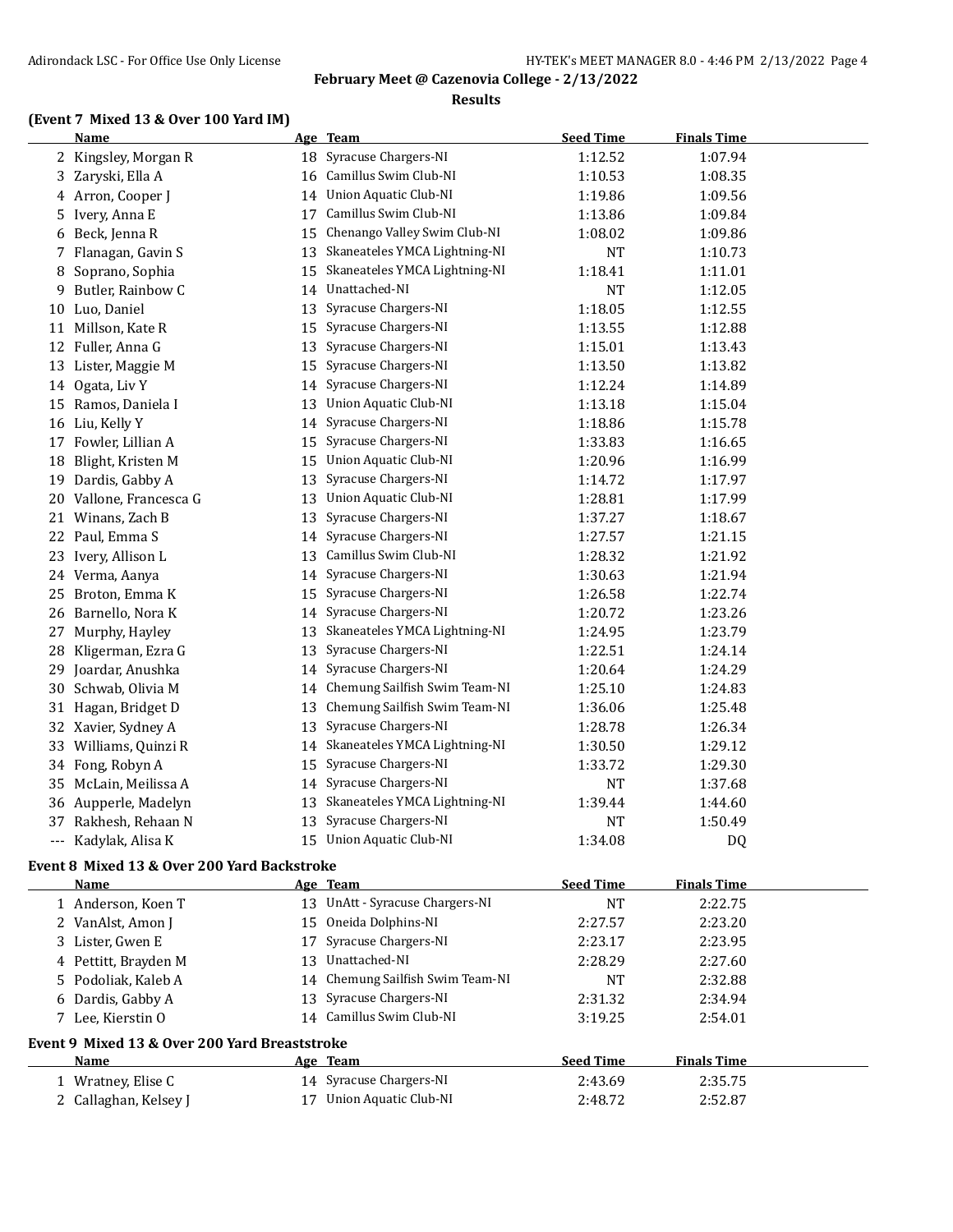**February Meet @ Cazenovia College - 2/13/2022**

**Results**

### (Event 7 Mixed 13 & Over 100 Yard IM)

| | Name | Age | Team | Seed Time | Finals Time |
|---|---|---|---|---|---|
| 2 | Kingsley, Morgan R | 18 | Syracuse Chargers-NI | 1:12.52 | 1:07.94 |
| 3 | Zaryski, Ella A | 16 | Camillus Swim Club-NI | 1:10.53 | 1:08.35 |
| 4 | Arron, Cooper J | 14 | Union Aquatic Club-NI | 1:19.86 | 1:09.56 |
| 5 | Ivery, Anna E | 17 | Camillus Swim Club-NI | 1:13.86 | 1:09.84 |
| 6 | Beck, Jenna R | 15 | Chenango Valley Swim Club-NI | 1:08.02 | 1:09.86 |
| 7 | Flanagan, Gavin S | 13 | Skaneateles YMCA Lightning-NI | NT | 1:10.73 |
| 8 | Soprano, Sophia | 15 | Skaneateles YMCA Lightning-NI | 1:18.41 | 1:11.01 |
| 9 | Butler, Rainbow C | 14 | Unattached-NI | NT | 1:12.05 |
| 10 | Luo, Daniel | 13 | Syracuse Chargers-NI | 1:18.05 | 1:12.55 |
| 11 | Millson, Kate R | 15 | Syracuse Chargers-NI | 1:13.55 | 1:12.88 |
| 12 | Fuller, Anna G | 13 | Syracuse Chargers-NI | 1:15.01 | 1:13.43 |
| 13 | Lister, Maggie M | 15 | Syracuse Chargers-NI | 1:13.50 | 1:13.82 |
| 14 | Ogata, Liv Y | 14 | Syracuse Chargers-NI | 1:12.24 | 1:14.89 |
| 15 | Ramos, Daniela I | 13 | Union Aquatic Club-NI | 1:13.18 | 1:15.04 |
| 16 | Liu, Kelly Y | 14 | Syracuse Chargers-NI | 1:18.86 | 1:15.78 |
| 17 | Fowler, Lillian A | 15 | Syracuse Chargers-NI | 1:33.83 | 1:16.65 |
| 18 | Blight, Kristen M | 15 | Union Aquatic Club-NI | 1:20.96 | 1:16.99 |
| 19 | Dardis, Gabby A | 13 | Syracuse Chargers-NI | 1:14.72 | 1:17.97 |
| 20 | Vallone, Francesca G | 13 | Union Aquatic Club-NI | 1:28.81 | 1:17.99 |
| 21 | Winans, Zach B | 13 | Syracuse Chargers-NI | 1:37.27 | 1:18.67 |
| 22 | Paul, Emma S | 14 | Syracuse Chargers-NI | 1:27.57 | 1:21.15 |
| 23 | Ivery, Allison L | 13 | Camillus Swim Club-NI | 1:28.32 | 1:21.92 |
| 24 | Verma, Aanya | 14 | Syracuse Chargers-NI | 1:30.63 | 1:21.94 |
| 25 | Broton, Emma K | 15 | Syracuse Chargers-NI | 1:26.58 | 1:22.74 |
| 26 | Barnello, Nora K | 14 | Syracuse Chargers-NI | 1:20.72 | 1:23.26 |
| 27 | Murphy, Hayley | 13 | Skaneateles YMCA Lightning-NI | 1:24.95 | 1:23.79 |
| 28 | Kligerman, Ezra G | 13 | Syracuse Chargers-NI | 1:22.51 | 1:24.14 |
| 29 | Joardar, Anushka | 14 | Syracuse Chargers-NI | 1:20.64 | 1:24.29 |
| 30 | Schwab, Olivia M | 14 | Chemung Sailfish Swim Team-NI | 1:25.10 | 1:24.83 |
| 31 | Hagan, Bridget D | 13 | Chemung Sailfish Swim Team-NI | 1:36.06 | 1:25.48 |
| 32 | Xavier, Sydney A | 13 | Syracuse Chargers-NI | 1:28.78 | 1:26.34 |
| 33 | Williams, Quinzi R | 14 | Skaneateles YMCA Lightning-NI | 1:30.50 | 1:29.12 |
| 34 | Fong, Robyn A | 15 | Syracuse Chargers-NI | 1:33.72 | 1:29.30 |
| 35 | McLain, Meilissa A | 14 | Syracuse Chargers-NI | NT | 1:37.68 |
| 36 | Aupperle, Madelyn | 13 | Skaneateles YMCA Lightning-NI | 1:39.44 | 1:44.60 |
| 37 | Rakhesh, Rehaan N | 13 | Syracuse Chargers-NI | NT | 1:50.49 |
| --- | Kadylak, Alisa K | 15 | Union Aquatic Club-NI | 1:34.08 | DQ |

### Event 8 Mixed 13 & Over 200 Yard Backstroke

| | Name | Age | Team | Seed Time | Finals Time |
|---|---|---|---|---|---|
| 1 | Anderson, Koen T | 13 | UnAtt - Syracuse Chargers-NI | NT | 2:22.75 |
| 2 | VanAlst, Amon J | 15 | Oneida Dolphins-NI | 2:27.57 | 2:23.20 |
| 3 | Lister, Gwen E | 17 | Syracuse Chargers-NI | 2:23.17 | 2:23.95 |
| 4 | Pettitt, Brayden M | 13 | Unattached-NI | 2:28.29 | 2:27.60 |
| 5 | Podoliak, Kaleb A | 14 | Chemung Sailfish Swim Team-NI | NT | 2:32.88 |
| 6 | Dardis, Gabby A | 13 | Syracuse Chargers-NI | 2:31.32 | 2:34.94 |
| 7 | Lee, Kierstin O | 14 | Camillus Swim Club-NI | 3:19.25 | 2:54.01 |

### Event 9 Mixed 13 & Over 200 Yard Breaststroke

| | Name | Age | Team | Seed Time | Finals Time |
|---|---|---|---|---|---|
| 1 | Wratney, Elise C | 14 | Syracuse Chargers-NI | 2:43.69 | 2:35.75 |
| 2 | Callaghan, Kelsey J | 17 | Union Aquatic Club-NI | 2:48.72 | 2:52.87 |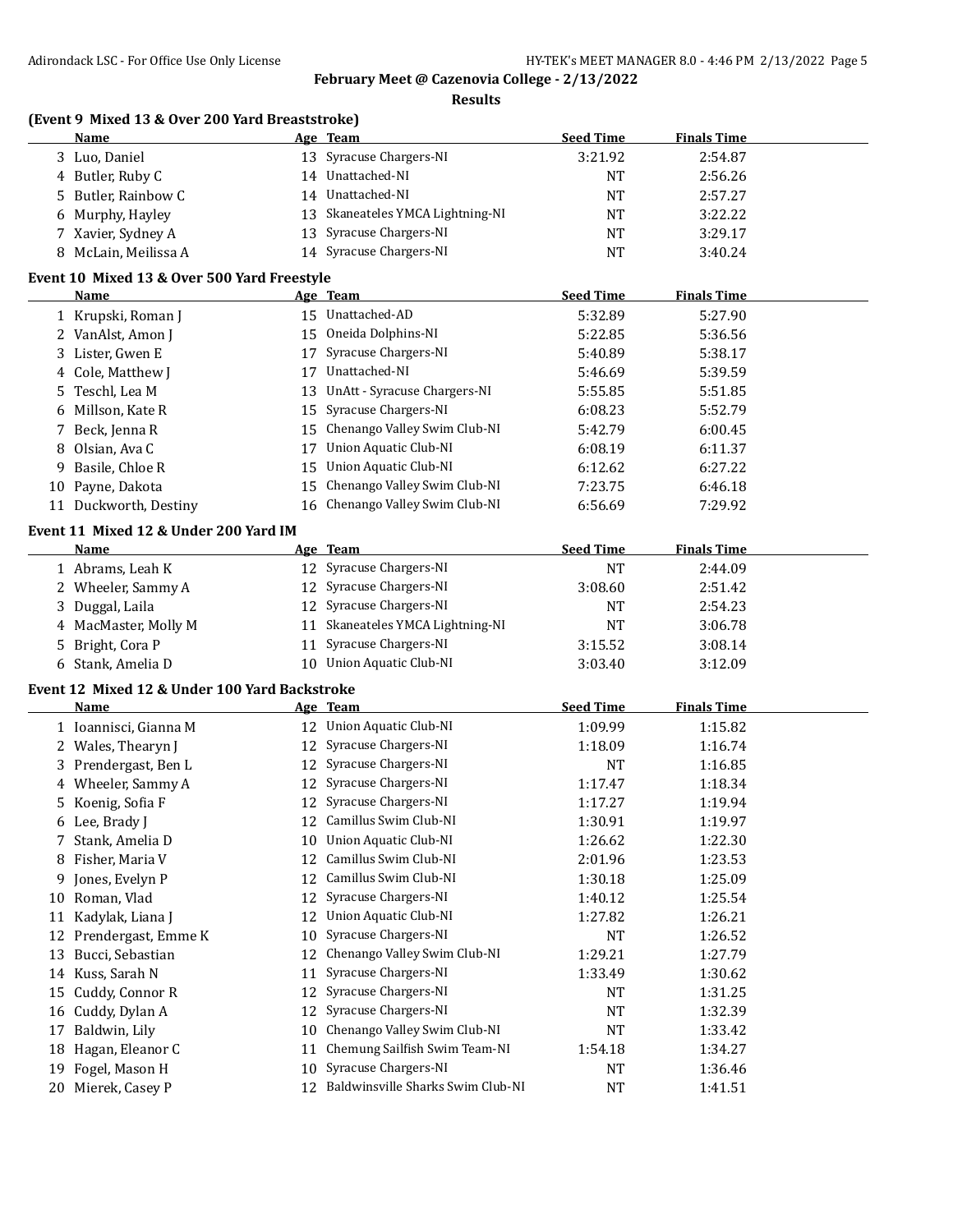**February Meet @ Cazenovia College - 2/13/2022**

**Results**

### (Event 9 Mixed 13 & Over 200 Yard Breaststroke)

| | Name | Age | Team | Seed Time | Finals Time |
|---|---|---|---|---|---|
| 3 | Luo, Daniel | 13 | Syracuse Chargers-NI | 3:21.92 | 2:54.87 |
| 4 | Butler, Ruby C | 14 | Unattached-NI | NT | 2:56.26 |
| 5 | Butler, Rainbow C | 14 | Unattached-NI | NT | 2:57.27 |
| 6 | Murphy, Hayley | 13 | Skaneateles YMCA Lightning-NI | NT | 3:22.22 |
| 7 | Xavier, Sydney A | 13 | Syracuse Chargers-NI | NT | 3:29.17 |
| 8 | McLain, Meilissa A | 14 | Syracuse Chargers-NI | NT | 3:40.24 |

### Event 10 Mixed 13 & Over 500 Yard Freestyle

| | Name | Age | Team | Seed Time | Finals Time |
|---|---|---|---|---|---|
| 1 | Krupski, Roman J | 15 | Unattached-AD | 5:32.89 | 5:27.90 |
| 2 | VanAlst, Amon J | 15 | Oneida Dolphins-NI | 5:22.85 | 5:36.56 |
| 3 | Lister, Gwen E | 17 | Syracuse Chargers-NI | 5:40.89 | 5:38.17 |
| 4 | Cole, Matthew J | 17 | Unattached-NI | 5:46.69 | 5:39.59 |
| 5 | Teschl, Lea M | 13 | UnAtt - Syracuse Chargers-NI | 5:55.85 | 5:51.85 |
| 6 | Millson, Kate R | 15 | Syracuse Chargers-NI | 6:08.23 | 5:52.79 |
| 7 | Beck, Jenna R | 15 | Chenango Valley Swim Club-NI | 5:42.79 | 6:00.45 |
| 8 | Olsian, Ava C | 17 | Union Aquatic Club-NI | 6:08.19 | 6:11.37 |
| 9 | Basile, Chloe R | 15 | Union Aquatic Club-NI | 6:12.62 | 6:27.22 |
| 10 | Payne, Dakota | 15 | Chenango Valley Swim Club-NI | 7:23.75 | 6:46.18 |
| 11 | Duckworth, Destiny | 16 | Chenango Valley Swim Club-NI | 6:56.69 | 7:29.92 |

### Event 11 Mixed 12 & Under 200 Yard IM

| | Name | Age | Team | Seed Time | Finals Time |
|---|---|---|---|---|---|
| 1 | Abrams, Leah K | 12 | Syracuse Chargers-NI | NT | 2:44.09 |
| 2 | Wheeler, Sammy A | 12 | Syracuse Chargers-NI | 3:08.60 | 2:51.42 |
| 3 | Duggal, Laila | 12 | Syracuse Chargers-NI | NT | 2:54.23 |
| 4 | MacMaster, Molly M | 11 | Skaneateles YMCA Lightning-NI | NT | 3:06.78 |
| 5 | Bright, Cora P | 11 | Syracuse Chargers-NI | 3:15.52 | 3:08.14 |
| 6 | Stank, Amelia D | 10 | Union Aquatic Club-NI | 3:03.40 | 3:12.09 |

### Event 12 Mixed 12 & Under 100 Yard Backstroke

| | Name | Age | Team | Seed Time | Finals Time |
|---|---|---|---|---|---|
| 1 | Ioannisci, Gianna M | 12 | Union Aquatic Club-NI | 1:09.99 | 1:15.82 |
| 2 | Wales, Thearyn J | 12 | Syracuse Chargers-NI | 1:18.09 | 1:16.74 |
| 3 | Prendergast, Ben L | 12 | Syracuse Chargers-NI | NT | 1:16.85 |
| 4 | Wheeler, Sammy A | 12 | Syracuse Chargers-NI | 1:17.47 | 1:18.34 |
| 5 | Koenig, Sofia F | 12 | Syracuse Chargers-NI | 1:17.27 | 1:19.94 |
| 6 | Lee, Brady J | 12 | Camillus Swim Club-NI | 1:30.91 | 1:19.97 |
| 7 | Stank, Amelia D | 10 | Union Aquatic Club-NI | 1:26.62 | 1:22.30 |
| 8 | Fisher, Maria V | 12 | Camillus Swim Club-NI | 2:01.96 | 1:23.53 |
| 9 | Jones, Evelyn P | 12 | Camillus Swim Club-NI | 1:30.18 | 1:25.09 |
| 10 | Roman, Vlad | 12 | Syracuse Chargers-NI | 1:40.12 | 1:25.54 |
| 11 | Kadylak, Liana J | 12 | Union Aquatic Club-NI | 1:27.82 | 1:26.21 |
| 12 | Prendergast, Emme K | 10 | Syracuse Chargers-NI | NT | 1:26.52 |
| 13 | Bucci, Sebastian | 12 | Chenango Valley Swim Club-NI | 1:29.21 | 1:27.79 |
| 14 | Kuss, Sarah N | 11 | Syracuse Chargers-NI | 1:33.49 | 1:30.62 |
| 15 | Cuddy, Connor R | 12 | Syracuse Chargers-NI | NT | 1:31.25 |
| 16 | Cuddy, Dylan A | 12 | Syracuse Chargers-NI | NT | 1:32.39 |
| 17 | Baldwin, Lily | 10 | Chenango Valley Swim Club-NI | NT | 1:33.42 |
| 18 | Hagan, Eleanor C | 11 | Chemung Sailfish Swim Team-NI | 1:54.18 | 1:34.27 |
| 19 | Fogel, Mason H | 10 | Syracuse Chargers-NI | NT | 1:36.46 |
| 20 | Mierek, Casey P | 12 | Baldwinsville Sharks Swim Club-NI | NT | 1:41.51 |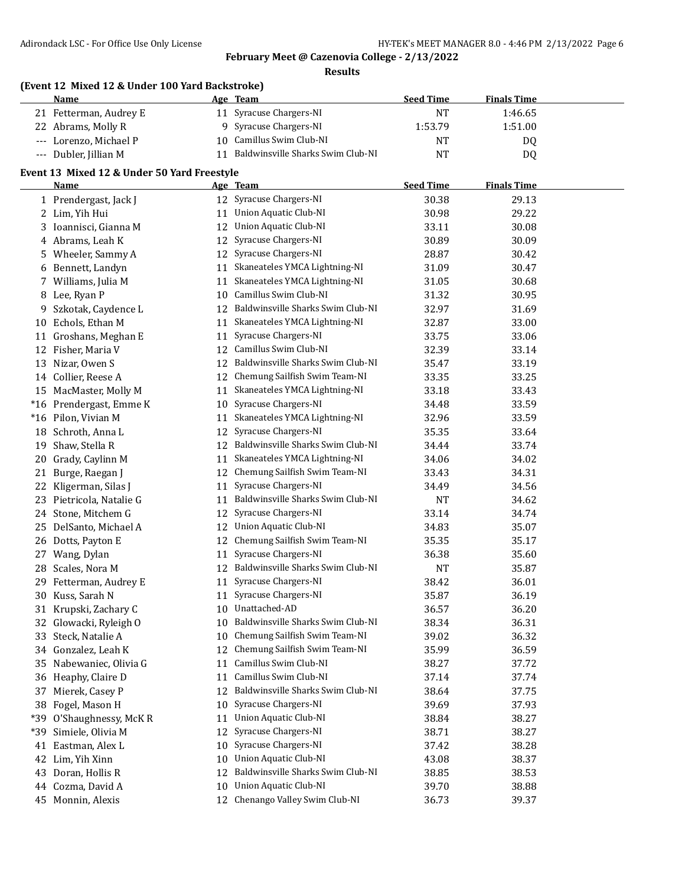## February Meet @ Cazenovia College - 2/13/2022

### Results

**(Event 12 Mixed 12 & Under 100 Yard Backstroke)**

| | Name | Age | Team | Seed Time | Finals Time |
|---|---|---|---|---|---|
| 21 | Fetterman, Audrey E | 11 | Syracuse Chargers-NI | NT | 1:46.65 |
| 22 | Abrams, Molly R | 9 | Syracuse Chargers-NI | 1:53.79 | 1:51.00 |
| --- | Lorenzo, Michael P | 10 | Camillus Swim Club-NI | NT | DQ |
| --- | Dubler, Jillian M | 11 | Baldwinsville Sharks Swim Club-NI | NT | DQ |

**Event 13 Mixed 12 & Under 50 Yard Freestyle**

| | Name | Age | Team | Seed Time | Finals Time |
|---|---|---|---|---|---|
| 1 | Prendergast, Jack J | 12 | Syracuse Chargers-NI | 30.38 | 29.13 |
| 2 | Lim, Yih Hui | 11 | Union Aquatic Club-NI | 30.98 | 29.22 |
| 3 | Ioannisci, Gianna M | 12 | Union Aquatic Club-NI | 33.11 | 30.08 |
| 4 | Abrams, Leah K | 12 | Syracuse Chargers-NI | 30.89 | 30.09 |
| 5 | Wheeler, Sammy A | 12 | Syracuse Chargers-NI | 28.87 | 30.42 |
| 6 | Bennett, Landyn | 11 | Skaneateles YMCA Lightning-NI | 31.09 | 30.47 |
| 7 | Williams, Julia M | 11 | Skaneateles YMCA Lightning-NI | 31.05 | 30.68 |
| 8 | Lee, Ryan P | 10 | Camillus Swim Club-NI | 31.32 | 30.95 |
| 9 | Szkotak, Caydence L | 12 | Baldwinsville Sharks Swim Club-NI | 32.97 | 31.69 |
| 10 | Echols, Ethan M | 11 | Skaneateles YMCA Lightning-NI | 32.87 | 33.00 |
| 11 | Groshans, Meghan E | 11 | Syracuse Chargers-NI | 33.75 | 33.06 |
| 12 | Fisher, Maria V | 12 | Camillus Swim Club-NI | 32.39 | 33.14 |
| 13 | Nizar, Owen S | 12 | Baldwinsville Sharks Swim Club-NI | 35.47 | 33.19 |
| 14 | Collier, Reese A | 12 | Chemung Sailfish Swim Team-NI | 33.35 | 33.25 |
| 15 | MacMaster, Molly M | 11 | Skaneateles YMCA Lightning-NI | 33.18 | 33.43 |
| *16 | Prendergast, Emme K | 10 | Syracuse Chargers-NI | 34.48 | 33.59 |
| *16 | Pilon, Vivian M | 11 | Skaneateles YMCA Lightning-NI | 32.96 | 33.59 |
| 18 | Schroth, Anna L | 12 | Syracuse Chargers-NI | 35.35 | 33.64 |
| 19 | Shaw, Stella R | 12 | Baldwinsville Sharks Swim Club-NI | 34.44 | 33.74 |
| 20 | Grady, Caylinn M | 11 | Skaneateles YMCA Lightning-NI | 34.06 | 34.02 |
| 21 | Burge, Raegan J | 12 | Chemung Sailfish Swim Team-NI | 33.43 | 34.31 |
| 22 | Kligerman, Silas J | 11 | Syracuse Chargers-NI | 34.49 | 34.56 |
| 23 | Pietricola, Natalie G | 11 | Baldwinsville Sharks Swim Club-NI | NT | 34.62 |
| 24 | Stone, Mitchem G | 12 | Syracuse Chargers-NI | 33.14 | 34.74 |
| 25 | DelSanto, Michael A | 12 | Union Aquatic Club-NI | 34.83 | 35.07 |
| 26 | Dotts, Payton E | 12 | Chemung Sailfish Swim Team-NI | 35.35 | 35.17 |
| 27 | Wang, Dylan | 11 | Syracuse Chargers-NI | 36.38 | 35.60 |
| 28 | Scales, Nora M | 12 | Baldwinsville Sharks Swim Club-NI | NT | 35.87 |
| 29 | Fetterman, Audrey E | 11 | Syracuse Chargers-NI | 38.42 | 36.01 |
| 30 | Kuss, Sarah N | 11 | Syracuse Chargers-NI | 35.87 | 36.19 |
| 31 | Krupski, Zachary C | 10 | Unattached-AD | 36.57 | 36.20 |
| 32 | Glowacki, Ryleigh O | 10 | Baldwinsville Sharks Swim Club-NI | 38.34 | 36.31 |
| 33 | Steck, Natalie A | 10 | Chemung Sailfish Swim Team-NI | 39.02 | 36.32 |
| 34 | Gonzalez, Leah K | 12 | Chemung Sailfish Swim Team-NI | 35.99 | 36.59 |
| 35 | Nabewaniec, Olivia G | 11 | Camillus Swim Club-NI | 38.27 | 37.72 |
| 36 | Heaphy, Claire D | 11 | Camillus Swim Club-NI | 37.14 | 37.74 |
| 37 | Mierek, Casey P | 12 | Baldwinsville Sharks Swim Club-NI | 38.64 | 37.75 |
| 38 | Fogel, Mason H | 10 | Syracuse Chargers-NI | 39.69 | 37.93 |
| *39 | O'Shaughnessy, McK R | 11 | Union Aquatic Club-NI | 38.84 | 38.27 |
| *39 | Simiele, Olivia M | 12 | Syracuse Chargers-NI | 38.71 | 38.27 |
| 41 | Eastman, Alex L | 10 | Syracuse Chargers-NI | 37.42 | 38.28 |
| 42 | Lim, Yih Xinn | 10 | Union Aquatic Club-NI | 43.08 | 38.37 |
| 43 | Doran, Hollis R | 12 | Baldwinsville Sharks Swim Club-NI | 38.85 | 38.53 |
| 44 | Cozma, David A | 10 | Union Aquatic Club-NI | 39.70 | 38.88 |
| 45 | Monnin, Alexis | 12 | Chenango Valley Swim Club-NI | 36.73 | 39.37 |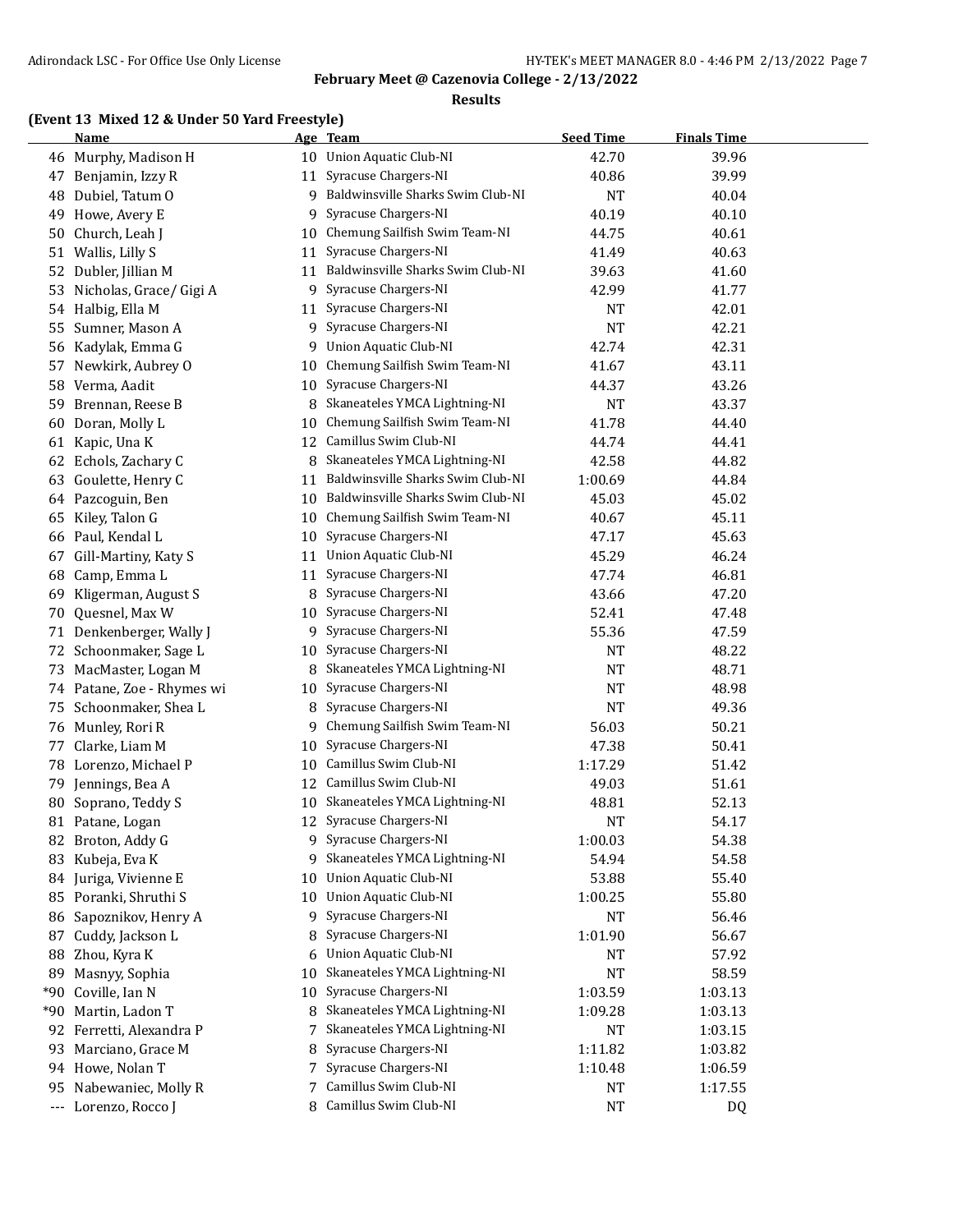## February Meet @ Cazenovia College - 2/13/2022

### Results

**(Event 13 Mixed 12 & Under 50 Yard Freestyle)**

| | Name | Age | Team | Seed Time | Finals Time |
|---|---|---|---|---|---|
| 46 | Murphy, Madison H | 10 | Union Aquatic Club-NI | 42.70 | 39.96 |
| 47 | Benjamin, Izzy R | 11 | Syracuse Chargers-NI | 40.86 | 39.99 |
| 48 | Dubiel, Tatum O | 9 | Baldwinsville Sharks Swim Club-NI | NT | 40.04 |
| 49 | Howe, Avery E | 9 | Syracuse Chargers-NI | 40.19 | 40.10 |
| 50 | Church, Leah J | 10 | Chemung Sailfish Swim Team-NI | 44.75 | 40.61 |
| 51 | Wallis, Lilly S | 11 | Syracuse Chargers-NI | 41.49 | 40.63 |
| 52 | Dubler, Jillian M | 11 | Baldwinsville Sharks Swim Club-NI | 39.63 | 41.60 |
| 53 | Nicholas, Grace/ Gigi A | 9 | Syracuse Chargers-NI | 42.99 | 41.77 |
| 54 | Halbig, Ella M | 11 | Syracuse Chargers-NI | NT | 42.01 |
| 55 | Sumner, Mason A | 9 | Syracuse Chargers-NI | NT | 42.21 |
| 56 | Kadylak, Emma G | 9 | Union Aquatic Club-NI | 42.74 | 42.31 |
| 57 | Newkirk, Aubrey O | 10 | Chemung Sailfish Swim Team-NI | 41.67 | 43.11 |
| 58 | Verma, Aadit | 10 | Syracuse Chargers-NI | 44.37 | 43.26 |
| 59 | Brennan, Reese B | 8 | Skaneateles YMCA Lightning-NI | NT | 43.37 |
| 60 | Doran, Molly L | 10 | Chemung Sailfish Swim Team-NI | 41.78 | 44.40 |
| 61 | Kapic, Una K | 12 | Camillus Swim Club-NI | 44.74 | 44.41 |
| 62 | Echols, Zachary C | 8 | Skaneateles YMCA Lightning-NI | 42.58 | 44.82 |
| 63 | Goulette, Henry C | 11 | Baldwinsville Sharks Swim Club-NI | 1:00.69 | 44.84 |
| 64 | Pazcoguin, Ben | 10 | Baldwinsville Sharks Swim Club-NI | 45.03 | 45.02 |
| 65 | Kiley, Talon G | 10 | Chemung Sailfish Swim Team-NI | 40.67 | 45.11 |
| 66 | Paul, Kendal L | 10 | Syracuse Chargers-NI | 47.17 | 45.63 |
| 67 | Gill-Martiny, Katy S | 11 | Union Aquatic Club-NI | 45.29 | 46.24 |
| 68 | Camp, Emma L | 11 | Syracuse Chargers-NI | 47.74 | 46.81 |
| 69 | Kligerman, August S | 8 | Syracuse Chargers-NI | 43.66 | 47.20 |
| 70 | Quesnel, Max W | 10 | Syracuse Chargers-NI | 52.41 | 47.48 |
| 71 | Denkenberger, Wally J | 9 | Syracuse Chargers-NI | 55.36 | 47.59 |
| 72 | Schoonmaker, Sage L | 10 | Syracuse Chargers-NI | NT | 48.22 |
| 73 | MacMaster, Logan M | 8 | Skaneateles YMCA Lightning-NI | NT | 48.71 |
| 74 | Patane, Zoe - Rhymes wi | 10 | Syracuse Chargers-NI | NT | 48.98 |
| 75 | Schoonmaker, Shea L | 8 | Syracuse Chargers-NI | NT | 49.36 |
| 76 | Munley, Rori R | 9 | Chemung Sailfish Swim Team-NI | 56.03 | 50.21 |
| 77 | Clarke, Liam M | 10 | Syracuse Chargers-NI | 47.38 | 50.41 |
| 78 | Lorenzo, Michael P | 10 | Camillus Swim Club-NI | 1:17.29 | 51.42 |
| 79 | Jennings, Bea A | 12 | Camillus Swim Club-NI | 49.03 | 51.61 |
| 80 | Soprano, Teddy S | 10 | Skaneateles YMCA Lightning-NI | 48.81 | 52.13 |
| 81 | Patane, Logan | 12 | Syracuse Chargers-NI | NT | 54.17 |
| 82 | Broton, Addy G | 9 | Syracuse Chargers-NI | 1:00.03 | 54.38 |
| 83 | Kubeja, Eva K | 9 | Skaneateles YMCA Lightning-NI | 54.94 | 54.58 |
| 84 | Juriga, Vivienne E | 10 | Union Aquatic Club-NI | 53.88 | 55.40 |
| 85 | Poranki, Shruthi S | 10 | Union Aquatic Club-NI | 1:00.25 | 55.80 |
| 86 | Sapoznikov, Henry A | 9 | Syracuse Chargers-NI | NT | 56.46 |
| 87 | Cuddy, Jackson L | 8 | Syracuse Chargers-NI | 1:01.90 | 56.67 |
| 88 | Zhou, Kyra K | 6 | Union Aquatic Club-NI | NT | 57.92 |
| 89 | Masnyy, Sophia | 10 | Skaneateles YMCA Lightning-NI | NT | 58.59 |
| *90 | Coville, Ian N | 10 | Syracuse Chargers-NI | 1:03.59 | 1:03.13 |
| *90 | Martin, Ladon T | 8 | Skaneateles YMCA Lightning-NI | 1:09.28 | 1:03.13 |
| 92 | Ferretti, Alexandra P | 7 | Skaneateles YMCA Lightning-NI | NT | 1:03.15 |
| 93 | Marciano, Grace M | 8 | Syracuse Chargers-NI | 1:11.82 | 1:03.82 |
| 94 | Howe, Nolan T | 7 | Syracuse Chargers-NI | 1:10.48 | 1:06.59 |
| 95 | Nabewaniec, Molly R | 7 | Camillus Swim Club-NI | NT | 1:17.55 |
| --- | Lorenzo, Rocco J | 8 | Camillus Swim Club-NI | NT | DQ |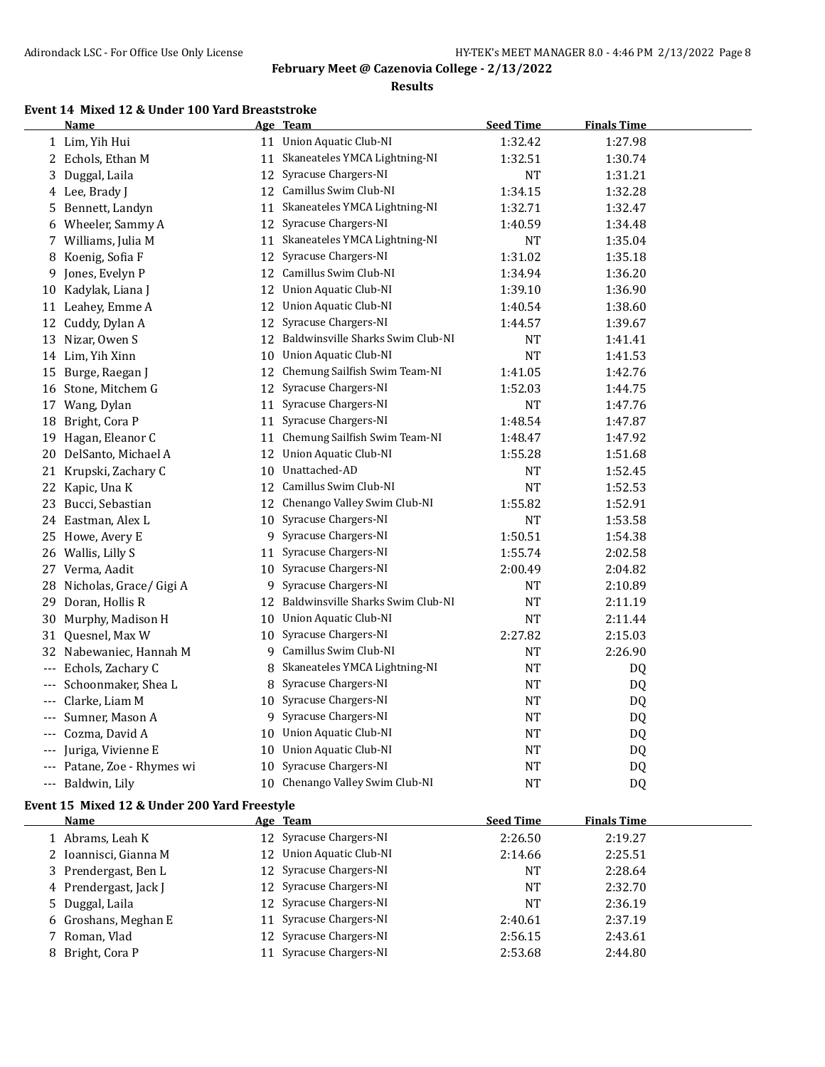February Meet @ Cazenovia College - 2/13/2022

Results

### Event 14 Mixed 12 & Under 100 Yard Breaststroke

| | Name | Age | Team | Seed Time | Finals Time |
|---|---|---|---|---|---|
| 1 | Lim, Yih Hui | 11 | Union Aquatic Club-NI | 1:32.42 | 1:27.98 |
| 2 | Echols, Ethan M | 11 | Skaneateles YMCA Lightning-NI | 1:32.51 | 1:30.74 |
| 3 | Duggal, Laila | 12 | Syracuse Chargers-NI | NT | 1:31.21 |
| 4 | Lee, Brady J | 12 | Camillus Swim Club-NI | 1:34.15 | 1:32.28 |
| 5 | Bennett, Landyn | 11 | Skaneateles YMCA Lightning-NI | 1:32.71 | 1:32.47 |
| 6 | Wheeler, Sammy A | 12 | Syracuse Chargers-NI | 1:40.59 | 1:34.48 |
| 7 | Williams, Julia M | 11 | Skaneateles YMCA Lightning-NI | NT | 1:35.04 |
| 8 | Koenig, Sofia F | 12 | Syracuse Chargers-NI | 1:31.02 | 1:35.18 |
| 9 | Jones, Evelyn P | 12 | Camillus Swim Club-NI | 1:34.94 | 1:36.20 |
| 10 | Kadylak, Liana J | 12 | Union Aquatic Club-NI | 1:39.10 | 1:36.90 |
| 11 | Leahey, Emme A | 12 | Union Aquatic Club-NI | 1:40.54 | 1:38.60 |
| 12 | Cuddy, Dylan A | 12 | Syracuse Chargers-NI | 1:44.57 | 1:39.67 |
| 13 | Nizar, Owen S | 12 | Baldwinsville Sharks Swim Club-NI | NT | 1:41.41 |
| 14 | Lim, Yih Xinn | 10 | Union Aquatic Club-NI | NT | 1:41.53 |
| 15 | Burge, Raegan J | 12 | Chemung Sailfish Swim Team-NI | 1:41.05 | 1:42.76 |
| 16 | Stone, Mitchem G | 12 | Syracuse Chargers-NI | 1:52.03 | 1:44.75 |
| 17 | Wang, Dylan | 11 | Syracuse Chargers-NI | NT | 1:47.76 |
| 18 | Bright, Cora P | 11 | Syracuse Chargers-NI | 1:48.54 | 1:47.87 |
| 19 | Hagan, Eleanor C | 11 | Chemung Sailfish Swim Team-NI | 1:48.47 | 1:47.92 |
| 20 | DelSanto, Michael A | 12 | Union Aquatic Club-NI | 1:55.28 | 1:51.68 |
| 21 | Krupski, Zachary C | 10 | Unattached-AD | NT | 1:52.45 |
| 22 | Kapic, Una K | 12 | Camillus Swim Club-NI | NT | 1:52.53 |
| 23 | Bucci, Sebastian | 12 | Chenango Valley Swim Club-NI | 1:55.82 | 1:52.91 |
| 24 | Eastman, Alex L | 10 | Syracuse Chargers-NI | NT | 1:53.58 |
| 25 | Howe, Avery E | 9 | Syracuse Chargers-NI | 1:50.51 | 1:54.38 |
| 26 | Wallis, Lilly S | 11 | Syracuse Chargers-NI | 1:55.74 | 2:02.58 |
| 27 | Verma, Aadit | 10 | Syracuse Chargers-NI | 2:00.49 | 2:04.82 |
| 28 | Nicholas, Grace/ Gigi A | 9 | Syracuse Chargers-NI | NT | 2:10.89 |
| 29 | Doran, Hollis R | 12 | Baldwinsville Sharks Swim Club-NI | NT | 2:11.19 |
| 30 | Murphy, Madison H | 10 | Union Aquatic Club-NI | NT | 2:11.44 |
| 31 | Quesnel, Max W | 10 | Syracuse Chargers-NI | 2:27.82 | 2:15.03 |
| 32 | Nabewaniec, Hannah M | 9 | Camillus Swim Club-NI | NT | 2:26.90 |
| --- | Echols, Zachary C | 8 | Skaneateles YMCA Lightning-NI | NT | DQ |
| --- | Schoonmaker, Shea L | 8 | Syracuse Chargers-NI | NT | DQ |
| --- | Clarke, Liam M | 10 | Syracuse Chargers-NI | NT | DQ |
| --- | Sumner, Mason A | 9 | Syracuse Chargers-NI | NT | DQ |
| --- | Cozma, David A | 10 | Union Aquatic Club-NI | NT | DQ |
| --- | Juriga, Vivienne E | 10 | Union Aquatic Club-NI | NT | DQ |
| --- | Patane, Zoe - Rhymes wi | 10 | Syracuse Chargers-NI | NT | DQ |
| --- | Baldwin, Lily | 10 | Chenango Valley Swim Club-NI | NT | DQ |

### Event 15 Mixed 12 & Under 200 Yard Freestyle

| | Name | Age | Team | Seed Time | Finals Time |
|---|---|---|---|---|---|
| 1 | Abrams, Leah K | 12 | Syracuse Chargers-NI | 2:26.50 | 2:19.27 |
| 2 | Ioannisci, Gianna M | 12 | Union Aquatic Club-NI | 2:14.66 | 2:25.51 |
| 3 | Prendergast, Ben L | 12 | Syracuse Chargers-NI | NT | 2:28.64 |
| 4 | Prendergast, Jack J | 12 | Syracuse Chargers-NI | NT | 2:32.70 |
| 5 | Duggal, Laila | 12 | Syracuse Chargers-NI | NT | 2:36.19 |
| 6 | Groshans, Meghan E | 11 | Syracuse Chargers-NI | 2:40.61 | 2:37.19 |
| 7 | Roman, Vlad | 12 | Syracuse Chargers-NI | 2:56.15 | 2:43.61 |
| 8 | Bright, Cora P | 11 | Syracuse Chargers-NI | 2:53.68 | 2:44.80 |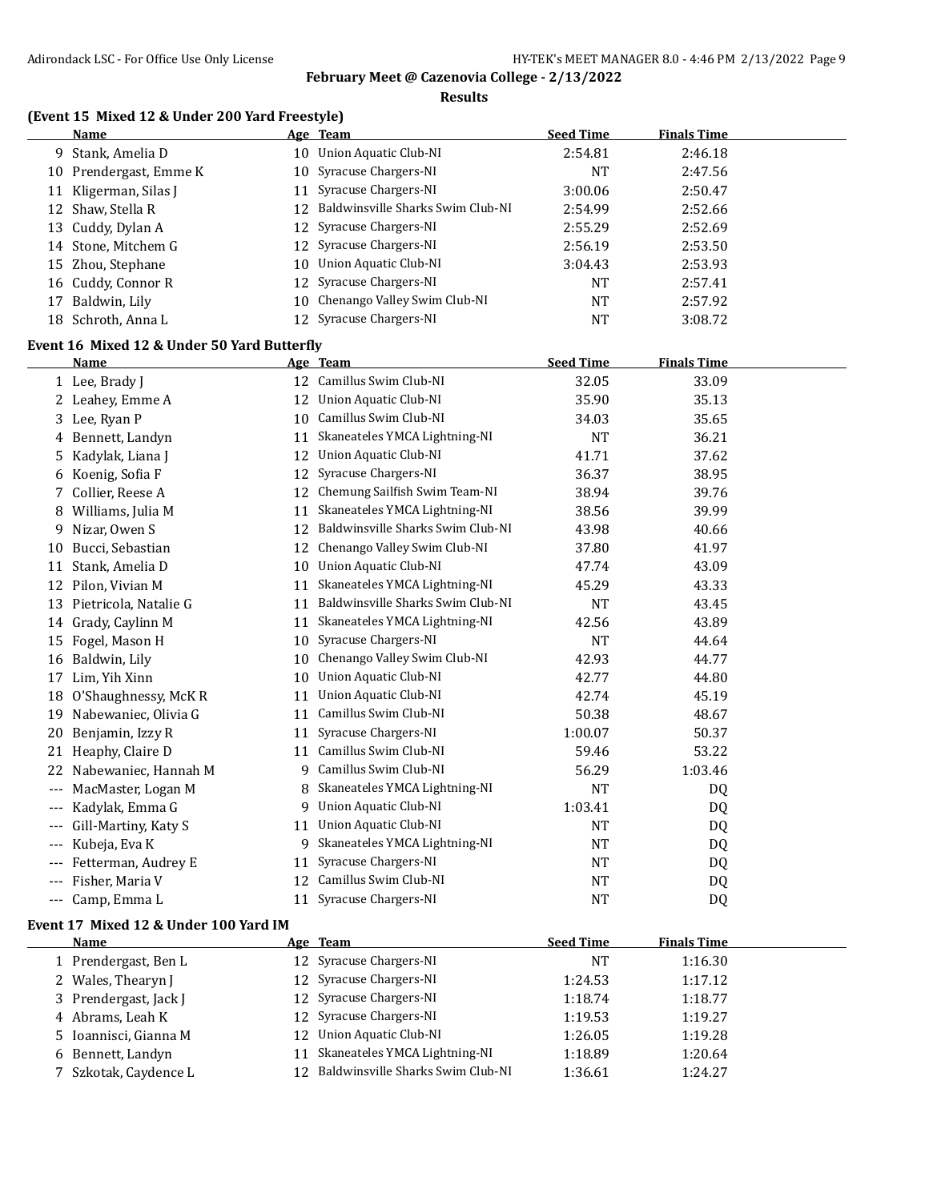## February Meet @ Cazenovia College - 2/13/2022

### Results

### (Event 15 Mixed 12 & Under 200 Yard Freestyle)

| | Name | Age | Team | Seed Time | Finals Time |
|---|---|---|---|---|---|
| 9 | Stank, Amelia D | 10 | Union Aquatic Club-NI | 2:54.81 | 2:46.18 |
| 10 | Prendergast, Emme K | 10 | Syracuse Chargers-NI | NT | 2:47.56 |
| 11 | Kligerman, Silas J | 11 | Syracuse Chargers-NI | 3:00.06 | 2:50.47 |
| 12 | Shaw, Stella R | 12 | Baldwinsville Sharks Swim Club-NI | 2:54.99 | 2:52.66 |
| 13 | Cuddy, Dylan A | 12 | Syracuse Chargers-NI | 2:55.29 | 2:52.69 |
| 14 | Stone, Mitchem G | 12 | Syracuse Chargers-NI | 2:56.19 | 2:53.50 |
| 15 | Zhou, Stephane | 10 | Union Aquatic Club-NI | 3:04.43 | 2:53.93 |
| 16 | Cuddy, Connor R | 12 | Syracuse Chargers-NI | NT | 2:57.41 |
| 17 | Baldwin, Lily | 10 | Chenango Valley Swim Club-NI | NT | 2:57.92 |
| 18 | Schroth, Anna L | 12 | Syracuse Chargers-NI | NT | 3:08.72 |

### Event 16 Mixed 12 & Under 50 Yard Butterfly

| | Name | Age | Team | Seed Time | Finals Time |
|---|---|---|---|---|---|
| 1 | Lee, Brady J | 12 | Camillus Swim Club-NI | 32.05 | 33.09 |
| 2 | Leahey, Emme A | 12 | Union Aquatic Club-NI | 35.90 | 35.13 |
| 3 | Lee, Ryan P | 10 | Camillus Swim Club-NI | 34.03 | 35.65 |
| 4 | Bennett, Landyn | 11 | Skaneateles YMCA Lightning-NI | NT | 36.21 |
| 5 | Kadylak, Liana J | 12 | Union Aquatic Club-NI | 41.71 | 37.62 |
| 6 | Koenig, Sofia F | 12 | Syracuse Chargers-NI | 36.37 | 38.95 |
| 7 | Collier, Reese A | 12 | Chemung Sailfish Swim Team-NI | 38.94 | 39.76 |
| 8 | Williams, Julia M | 11 | Skaneateles YMCA Lightning-NI | 38.56 | 39.99 |
| 9 | Nizar, Owen S | 12 | Baldwinsville Sharks Swim Club-NI | 43.98 | 40.66 |
| 10 | Bucci, Sebastian | 12 | Chenango Valley Swim Club-NI | 37.80 | 41.97 |
| 11 | Stank, Amelia D | 10 | Union Aquatic Club-NI | 47.74 | 43.09 |
| 12 | Pilon, Vivian M | 11 | Skaneateles YMCA Lightning-NI | 45.29 | 43.33 |
| 13 | Pietricola, Natalie G | 11 | Baldwinsville Sharks Swim Club-NI | NT | 43.45 |
| 14 | Grady, Caylinn M | 11 | Skaneateles YMCA Lightning-NI | 42.56 | 43.89 |
| 15 | Fogel, Mason H | 10 | Syracuse Chargers-NI | NT | 44.64 |
| 16 | Baldwin, Lily | 10 | Chenango Valley Swim Club-NI | 42.93 | 44.77 |
| 17 | Lim, Yih Xinn | 10 | Union Aquatic Club-NI | 42.77 | 44.80 |
| 18 | O'Shaughnessy, McK R | 11 | Union Aquatic Club-NI | 42.74 | 45.19 |
| 19 | Nabewaniec, Olivia G | 11 | Camillus Swim Club-NI | 50.38 | 48.67 |
| 20 | Benjamin, Izzy R | 11 | Syracuse Chargers-NI | 1:00.07 | 50.37 |
| 21 | Heaphy, Claire D | 11 | Camillus Swim Club-NI | 59.46 | 53.22 |
| 22 | Nabewaniec, Hannah M | 9 | Camillus Swim Club-NI | 56.29 | 1:03.46 |
| --- | MacMaster, Logan M | 8 | Skaneateles YMCA Lightning-NI | NT | DQ |
| --- | Kadylak, Emma G | 9 | Union Aquatic Club-NI | 1:03.41 | DQ |
| --- | Gill-Martiny, Katy S | 11 | Union Aquatic Club-NI | NT | DQ |
| --- | Kubeja, Eva K | 9 | Skaneateles YMCA Lightning-NI | NT | DQ |
| --- | Fetterman, Audrey E | 11 | Syracuse Chargers-NI | NT | DQ |
| --- | Fisher, Maria V | 12 | Camillus Swim Club-NI | NT | DQ |
| --- | Camp, Emma L | 11 | Syracuse Chargers-NI | NT | DQ |

### Event 17 Mixed 12 & Under 100 Yard IM

| | Name | Age | Team | Seed Time | Finals Time |
|---|---|---|---|---|---|
| 1 | Prendergast, Ben L | 12 | Syracuse Chargers-NI | NT | 1:16.30 |
| 2 | Wales, Thearyn J | 12 | Syracuse Chargers-NI | 1:24.53 | 1:17.12 |
| 3 | Prendergast, Jack J | 12 | Syracuse Chargers-NI | 1:18.74 | 1:18.77 |
| 4 | Abrams, Leah K | 12 | Syracuse Chargers-NI | 1:19.53 | 1:19.27 |
| 5 | Ioannisci, Gianna M | 12 | Union Aquatic Club-NI | 1:26.05 | 1:19.28 |
| 6 | Bennett, Landyn | 11 | Skaneateles YMCA Lightning-NI | 1:18.89 | 1:20.64 |
| 7 | Szkotak, Caydence L | 12 | Baldwinsville Sharks Swim Club-NI | 1:36.61 | 1:24.27 |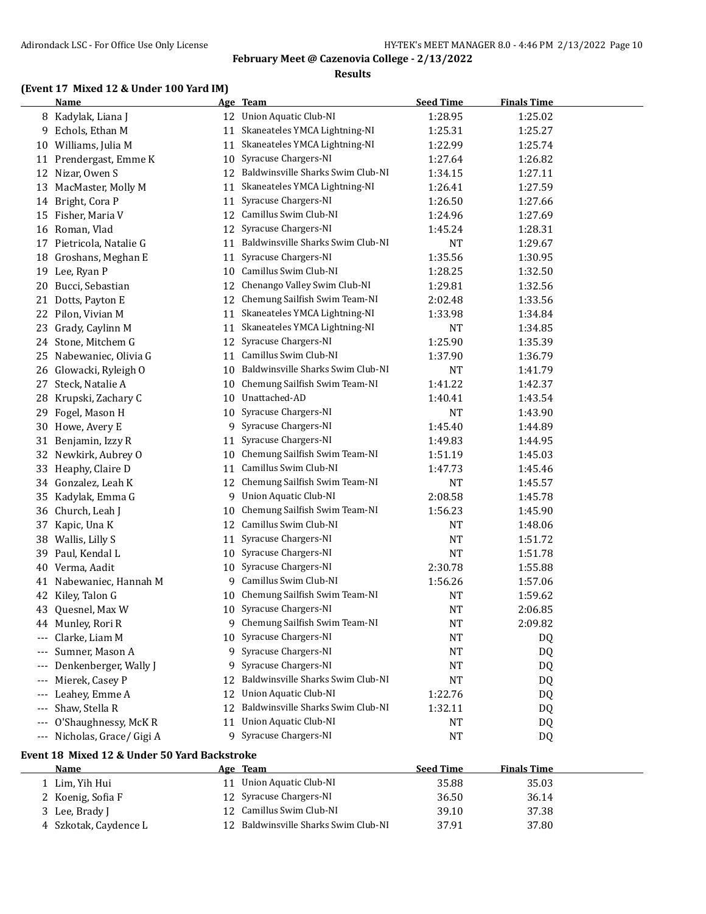**February Meet @ Cazenovia College - 2/13/2022**

**Results**

### (Event 17 Mixed 12 & Under 100 Yard IM)

| | Name | Age | Team | Seed Time | Finals Time |
|---|---|---|---|---|---|
| 8 | Kadylak, Liana J | 12 | Union Aquatic Club-NI | 1:28.95 | 1:25.02 |
| 9 | Echols, Ethan M | 11 | Skaneateles YMCA Lightning-NI | 1:25.31 | 1:25.27 |
| 10 | Williams, Julia M | 11 | Skaneateles YMCA Lightning-NI | 1:22.99 | 1:25.74 |
| 11 | Prendergast, Emme K | 10 | Syracuse Chargers-NI | 1:27.64 | 1:26.82 |
| 12 | Nizar, Owen S | 12 | Baldwinsville Sharks Swim Club-NI | 1:34.15 | 1:27.11 |
| 13 | MacMaster, Molly M | 11 | Skaneateles YMCA Lightning-NI | 1:26.41 | 1:27.59 |
| 14 | Bright, Cora P | 11 | Syracuse Chargers-NI | 1:26.50 | 1:27.66 |
| 15 | Fisher, Maria V | 12 | Camillus Swim Club-NI | 1:24.96 | 1:27.69 |
| 16 | Roman, Vlad | 12 | Syracuse Chargers-NI | 1:45.24 | 1:28.31 |
| 17 | Pietricola, Natalie G | 11 | Baldwinsville Sharks Swim Club-NI | NT | 1:29.67 |
| 18 | Groshans, Meghan E | 11 | Syracuse Chargers-NI | 1:35.56 | 1:30.95 |
| 19 | Lee, Ryan P | 10 | Camillus Swim Club-NI | 1:28.25 | 1:32.50 |
| 20 | Bucci, Sebastian | 12 | Chenango Valley Swim Club-NI | 1:29.81 | 1:32.56 |
| 21 | Dotts, Payton E | 12 | Chemung Sailfish Swim Team-NI | 2:02.48 | 1:33.56 |
| 22 | Pilon, Vivian M | 11 | Skaneateles YMCA Lightning-NI | 1:33.98 | 1:34.84 |
| 23 | Grady, Caylinn M | 11 | Skaneateles YMCA Lightning-NI | NT | 1:34.85 |
| 24 | Stone, Mitchem G | 12 | Syracuse Chargers-NI | 1:25.90 | 1:35.39 |
| 25 | Nabewaniec, Olivia G | 11 | Camillus Swim Club-NI | 1:37.90 | 1:36.79 |
| 26 | Glowacki, Ryleigh O | 10 | Baldwinsville Sharks Swim Club-NI | NT | 1:41.79 |
| 27 | Steck, Natalie A | 10 | Chemung Sailfish Swim Team-NI | 1:41.22 | 1:42.37 |
| 28 | Krupski, Zachary C | 10 | Unattached-AD | 1:40.41 | 1:43.54 |
| 29 | Fogel, Mason H | 10 | Syracuse Chargers-NI | NT | 1:43.90 |
| 30 | Howe, Avery E | 9 | Syracuse Chargers-NI | 1:45.40 | 1:44.89 |
| 31 | Benjamin, Izzy R | 11 | Syracuse Chargers-NI | 1:49.83 | 1:44.95 |
| 32 | Newkirk, Aubrey O | 10 | Chemung Sailfish Swim Team-NI | 1:51.19 | 1:45.03 |
| 33 | Heaphy, Claire D | 11 | Camillus Swim Club-NI | 1:47.73 | 1:45.46 |
| 34 | Gonzalez, Leah K | 12 | Chemung Sailfish Swim Team-NI | NT | 1:45.57 |
| 35 | Kadylak, Emma G | 9 | Union Aquatic Club-NI | 2:08.58 | 1:45.78 |
| 36 | Church, Leah J | 10 | Chemung Sailfish Swim Team-NI | 1:56.23 | 1:45.90 |
| 37 | Kapic, Una K | 12 | Camillus Swim Club-NI | NT | 1:48.06 |
| 38 | Wallis, Lilly S | 11 | Syracuse Chargers-NI | NT | 1:51.72 |
| 39 | Paul, Kendal L | 10 | Syracuse Chargers-NI | NT | 1:51.78 |
| 40 | Verma, Aadit | 10 | Syracuse Chargers-NI | 2:30.78 | 1:55.88 |
| 41 | Nabewaniec, Hannah M | 9 | Camillus Swim Club-NI | 1:56.26 | 1:57.06 |
| 42 | Kiley, Talon G | 10 | Chemung Sailfish Swim Team-NI | NT | 1:59.62 |
| 43 | Quesnel, Max W | 10 | Syracuse Chargers-NI | NT | 2:06.85 |
| 44 | Munley, Rori R | 9 | Chemung Sailfish Swim Team-NI | NT | 2:09.82 |
| --- | Clarke, Liam M | 10 | Syracuse Chargers-NI | NT | DQ |
| --- | Sumner, Mason A | 9 | Syracuse Chargers-NI | NT | DQ |
| --- | Denkenberger, Wally J | 9 | Syracuse Chargers-NI | NT | DQ |
| --- | Mierek, Casey P | 12 | Baldwinsville Sharks Swim Club-NI | NT | DQ |
| --- | Leahey, Emme A | 12 | Union Aquatic Club-NI | 1:22.76 | DQ |
| --- | Shaw, Stella R | 12 | Baldwinsville Sharks Swim Club-NI | 1:32.11 | DQ |
| --- | O'Shaughnessy, McK R | 11 | Union Aquatic Club-NI | NT | DQ |
| --- | Nicholas, Grace/ Gigi A | 9 | Syracuse Chargers-NI | NT | DQ |

### Event 18 Mixed 12 & Under 50 Yard Backstroke

| | Name | Age | Team | Seed Time | Finals Time |
|---|---|---|---|---|---|
| 1 | Lim, Yih Hui | 11 | Union Aquatic Club-NI | 35.88 | 35.03 |
| 2 | Koenig, Sofia F | 12 | Syracuse Chargers-NI | 36.50 | 36.14 |
| 3 | Lee, Brady J | 12 | Camillus Swim Club-NI | 39.10 | 37.38 |
| 4 | Szkotak, Caydence L | 12 | Baldwinsville Sharks Swim Club-NI | 37.91 | 37.80 |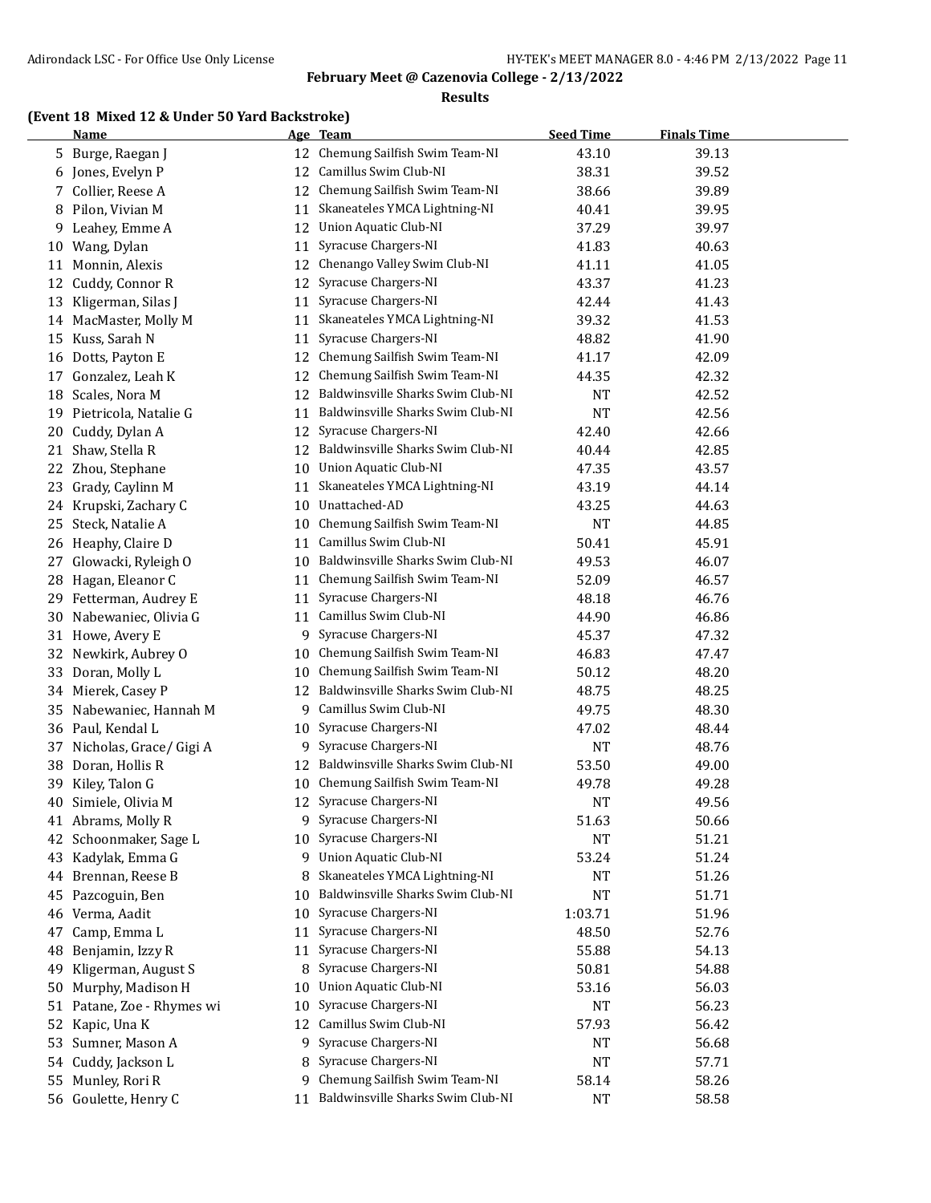**February Meet @ Cazenovia College - 2/13/2022**

**Results**

**(Event 18 Mixed 12 & Under 50 Yard Backstroke)**

| | Name | Age | Team | Seed Time | Finals Time |
|---|---|---|---|---|---|
| 5 | Burge, Raegan J | 12 | Chemung Sailfish Swim Team-NI | 43.10 | 39.13 |
| 6 | Jones, Evelyn P | 12 | Camillus Swim Club-NI | 38.31 | 39.52 |
| 7 | Collier, Reese A | 12 | Chemung Sailfish Swim Team-NI | 38.66 | 39.89 |
| 8 | Pilon, Vivian M | 11 | Skaneateles YMCA Lightning-NI | 40.41 | 39.95 |
| 9 | Leahey, Emme A | 12 | Union Aquatic Club-NI | 37.29 | 39.97 |
| 10 | Wang, Dylan | 11 | Syracuse Chargers-NI | 41.83 | 40.63 |
| 11 | Monnin, Alexis | 12 | Chenango Valley Swim Club-NI | 41.11 | 41.05 |
| 12 | Cuddy, Connor R | 12 | Syracuse Chargers-NI | 43.37 | 41.23 |
| 13 | Kligerman, Silas J | 11 | Syracuse Chargers-NI | 42.44 | 41.43 |
| 14 | MacMaster, Molly M | 11 | Skaneateles YMCA Lightning-NI | 39.32 | 41.53 |
| 15 | Kuss, Sarah N | 11 | Syracuse Chargers-NI | 48.82 | 41.90 |
| 16 | Dotts, Payton E | 12 | Chemung Sailfish Swim Team-NI | 41.17 | 42.09 |
| 17 | Gonzalez, Leah K | 12 | Chemung Sailfish Swim Team-NI | 44.35 | 42.32 |
| 18 | Scales, Nora M | 12 | Baldwinsville Sharks Swim Club-NI | NT | 42.52 |
| 19 | Pietricola, Natalie G | 11 | Baldwinsville Sharks Swim Club-NI | NT | 42.56 |
| 20 | Cuddy, Dylan A | 12 | Syracuse Chargers-NI | 42.40 | 42.66 |
| 21 | Shaw, Stella R | 12 | Baldwinsville Sharks Swim Club-NI | 40.44 | 42.85 |
| 22 | Zhou, Stephane | 10 | Union Aquatic Club-NI | 47.35 | 43.57 |
| 23 | Grady, Caylinn M | 11 | Skaneateles YMCA Lightning-NI | 43.19 | 44.14 |
| 24 | Krupski, Zachary C | 10 | Unattached-AD | 43.25 | 44.63 |
| 25 | Steck, Natalie A | 10 | Chemung Sailfish Swim Team-NI | NT | 44.85 |
| 26 | Heaphy, Claire D | 11 | Camillus Swim Club-NI | 50.41 | 45.91 |
| 27 | Glowacki, Ryleigh O | 10 | Baldwinsville Sharks Swim Club-NI | 49.53 | 46.07 |
| 28 | Hagan, Eleanor C | 11 | Chemung Sailfish Swim Team-NI | 52.09 | 46.57 |
| 29 | Fetterman, Audrey E | 11 | Syracuse Chargers-NI | 48.18 | 46.76 |
| 30 | Nabewaniec, Olivia G | 11 | Camillus Swim Club-NI | 44.90 | 46.86 |
| 31 | Howe, Avery E | 9 | Syracuse Chargers-NI | 45.37 | 47.32 |
| 32 | Newkirk, Aubrey O | 10 | Chemung Sailfish Swim Team-NI | 46.83 | 47.47 |
| 33 | Doran, Molly L | 10 | Chemung Sailfish Swim Team-NI | 50.12 | 48.20 |
| 34 | Mierek, Casey P | 12 | Baldwinsville Sharks Swim Club-NI | 48.75 | 48.25 |
| 35 | Nabewaniec, Hannah M | 9 | Camillus Swim Club-NI | 49.75 | 48.30 |
| 36 | Paul, Kendal L | 10 | Syracuse Chargers-NI | 47.02 | 48.44 |
| 37 | Nicholas, Grace/ Gigi A | 9 | Syracuse Chargers-NI | NT | 48.76 |
| 38 | Doran, Hollis R | 12 | Baldwinsville Sharks Swim Club-NI | 53.50 | 49.00 |
| 39 | Kiley, Talon G | 10 | Chemung Sailfish Swim Team-NI | 49.78 | 49.28 |
| 40 | Simiele, Olivia M | 12 | Syracuse Chargers-NI | NT | 49.56 |
| 41 | Abrams, Molly R | 9 | Syracuse Chargers-NI | 51.63 | 50.66 |
| 42 | Schoonmaker, Sage L | 10 | Syracuse Chargers-NI | NT | 51.21 |
| 43 | Kadylak, Emma G | 9 | Union Aquatic Club-NI | 53.24 | 51.24 |
| 44 | Brennan, Reese B | 8 | Skaneateles YMCA Lightning-NI | NT | 51.26 |
| 45 | Pazcoguin, Ben | 10 | Baldwinsville Sharks Swim Club-NI | NT | 51.71 |
| 46 | Verma, Aadit | 10 | Syracuse Chargers-NI | 1:03.71 | 51.96 |
| 47 | Camp, Emma L | 11 | Syracuse Chargers-NI | 48.50 | 52.76 |
| 48 | Benjamin, Izzy R | 11 | Syracuse Chargers-NI | 55.88 | 54.13 |
| 49 | Kligerman, August S | 8 | Syracuse Chargers-NI | 50.81 | 54.88 |
| 50 | Murphy, Madison H | 10 | Union Aquatic Club-NI | 53.16 | 56.03 |
| 51 | Patane, Zoe - Rhymes wi | 10 | Syracuse Chargers-NI | NT | 56.23 |
| 52 | Kapic, Una K | 12 | Camillus Swim Club-NI | 57.93 | 56.42 |
| 53 | Sumner, Mason A | 9 | Syracuse Chargers-NI | NT | 56.68 |
| 54 | Cuddy, Jackson L | 8 | Syracuse Chargers-NI | NT | 57.71 |
| 55 | Munley, Rori R | 9 | Chemung Sailfish Swim Team-NI | 58.14 | 58.26 |
| 56 | Goulette, Henry C | 11 | Baldwinsville Sharks Swim Club-NI | NT | 58.58 |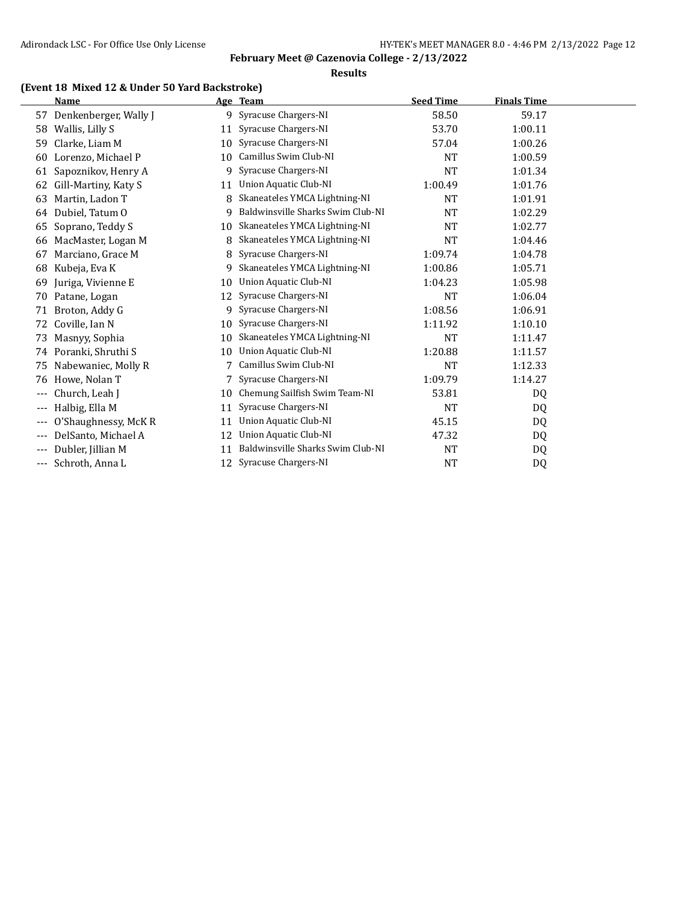**February Meet @ Cazenovia College - 2/13/2022**

**Results**

### (Event 18 Mixed 12 & Under 50 Yard Backstroke)

| | Name | Age | Team | Seed Time | Finals Time |
|---|---|---|---|---|---|
| 57 | Denkenberger, Wally J | 9 | Syracuse Chargers-NI | 58.50 | 59.17 |
| 58 | Wallis, Lilly S | 11 | Syracuse Chargers-NI | 53.70 | 1:00.11 |
| 59 | Clarke, Liam M | 10 | Syracuse Chargers-NI | 57.04 | 1:00.26 |
| 60 | Lorenzo, Michael P | 10 | Camillus Swim Club-NI | NT | 1:00.59 |
| 61 | Sapoznikov, Henry A | 9 | Syracuse Chargers-NI | NT | 1:01.34 |
| 62 | Gill-Martiny, Katy S | 11 | Union Aquatic Club-NI | 1:00.49 | 1:01.76 |
| 63 | Martin, Ladon T | 8 | Skaneateles YMCA Lightning-NI | NT | 1:01.91 |
| 64 | Dubiel, Tatum O | 9 | Baldwinsville Sharks Swim Club-NI | NT | 1:02.29 |
| 65 | Soprano, Teddy S | 10 | Skaneateles YMCA Lightning-NI | NT | 1:02.77 |
| 66 | MacMaster, Logan M | 8 | Skaneateles YMCA Lightning-NI | NT | 1:04.46 |
| 67 | Marciano, Grace M | 8 | Syracuse Chargers-NI | 1:09.74 | 1:04.78 |
| 68 | Kubeja, Eva K | 9 | Skaneateles YMCA Lightning-NI | 1:00.86 | 1:05.71 |
| 69 | Juriga, Vivienne E | 10 | Union Aquatic Club-NI | 1:04.23 | 1:05.98 |
| 70 | Patane, Logan | 12 | Syracuse Chargers-NI | NT | 1:06.04 |
| 71 | Broton, Addy G | 9 | Syracuse Chargers-NI | 1:08.56 | 1:06.91 |
| 72 | Coville, Ian N | 10 | Syracuse Chargers-NI | 1:11.92 | 1:10.10 |
| 73 | Masnyy, Sophia | 10 | Skaneateles YMCA Lightning-NI | NT | 1:11.47 |
| 74 | Poranki, Shruthi S | 10 | Union Aquatic Club-NI | 1:20.88 | 1:11.57 |
| 75 | Nabewaniec, Molly R | 7 | Camillus Swim Club-NI | NT | 1:12.33 |
| 76 | Howe, Nolan T | 7 | Syracuse Chargers-NI | 1:09.79 | 1:14.27 |
| --- | Church, Leah J | 10 | Chemung Sailfish Swim Team-NI | 53.81 | DQ |
| --- | Halbig, Ella M | 11 | Syracuse Chargers-NI | NT | DQ |
| --- | O'Shaughnessy, McK R | 11 | Union Aquatic Club-NI | 45.15 | DQ |
| --- | DelSanto, Michael A | 12 | Union Aquatic Club-NI | 47.32 | DQ |
| --- | Dubler, Jillian M | 11 | Baldwinsville Sharks Swim Club-NI | NT | DQ |
| --- | Schroth, Anna L | 12 | Syracuse Chargers-NI | NT | DQ |